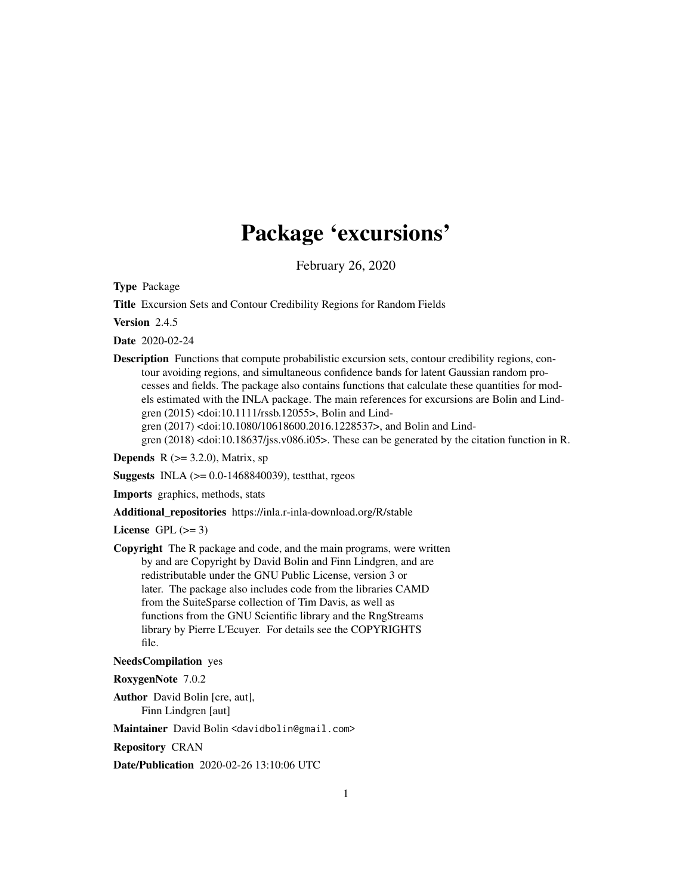# Package 'excursions'

February 26, 2020

**Type** Package

**Title** Excursion Sets and Contour Credibility Regions for Random Fields

**Version** 2.4.5

**Date** 2020-02-24

**Description** Functions that compute probabilistic excursion sets, contour credibility regions, contour avoiding regions, and simultaneous confidence bands for latent Gaussian random processes and fields. The package also contains functions that calculate these quantities for models estimated with the INLA package. The main references for excursions are Bolin and Lindgren (2015) <doi:10.1111/rssb.12055>, Bolin and Lindgren (2017) <doi:10.1080/10618600.2016.1228537>, and Bolin and Lindgren (2018) <doi:10.18637/jss.v086.i05>. These can be generated by the citation function in R.

**Depends** R (>= 3.2.0), Matrix, sp

**Suggests** INLA (>= 0.0-1468840039), testthat, rgeos

**Imports** graphics, methods, stats

**Additional_repositories** https://inla.r-inla-download.org/R/stable

**License** GPL (>= 3)

**Copyright** The R package and code, and the main programs, were written by and are Copyright by David Bolin and Finn Lindgren, and are redistributable under the GNU Public License, version 3 or later. The package also includes code from the libraries CAMD from the SuiteSparse collection of Tim Davis, as well as functions from the GNU Scientific library and the RngStreams library by Pierre L'Ecuyer. For details see the COPYRIGHTS file.

**NeedsCompilation** yes

**RoxygenNote** 7.0.2

**Author** David Bolin [cre, aut], Finn Lindgren [aut]

**Maintainer** David Bolin <davidbolin@gmail.com>

**Repository** CRAN

**Date/Publication** 2020-02-26 13:10:06 UTC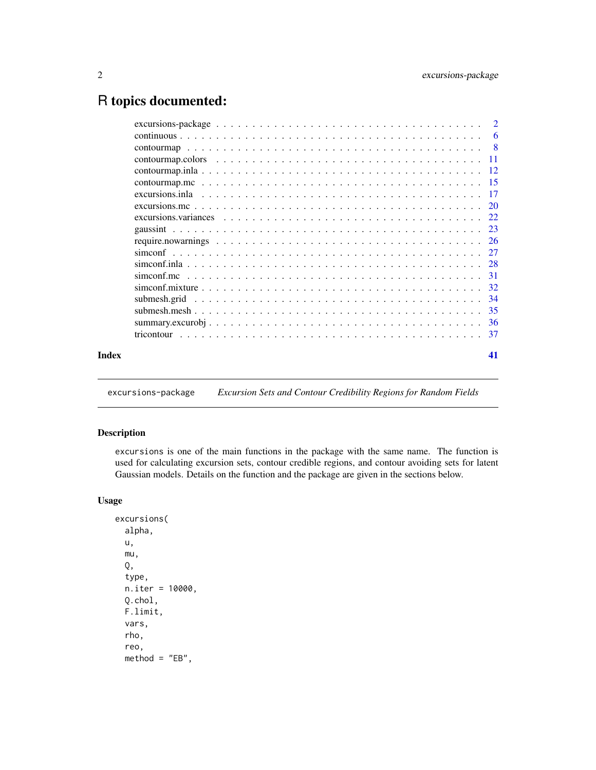# R topics documented:

| | |
|---|---|
| excursions-package | 2 |
| continuous | 6 |
| contourmap | 8 |
| contourmap.colors | 11 |
| contourmap.inla | 12 |
| contourmap.mc | 15 |
| excursions.inla | 17 |
| excursions.mc | 20 |
| excursions.variances | 22 |
| gaussint | 23 |
| require.nowarnings | 26 |
| simconf | 27 |
| simconf.inla | 28 |
| simconf.mc | 31 |
| simconf.mixture | 32 |
| submesh.grid | 34 |
| submesh.mesh | 35 |
| summary.excurobj | 36 |
| tricontour | 37 |
| **Index** | **41** |

---

`excursions-package` *Excursion Sets and Contour Credibility Regions for Random Fields*

---

## Description

`excursions` is one of the main functions in the package with the same name. The function is used for calculating excursion sets, contour credible regions, and contour avoiding sets for latent Gaussian models. Details on the function and the package are given in the sections below.

## Usage

```
excursions(
  alpha,
  u,
  mu,
  Q,
  type,
  n.iter = 10000,
  Q.chol,
  F.limit,
  vars,
  rho,
  reo,
  method = "EB",
```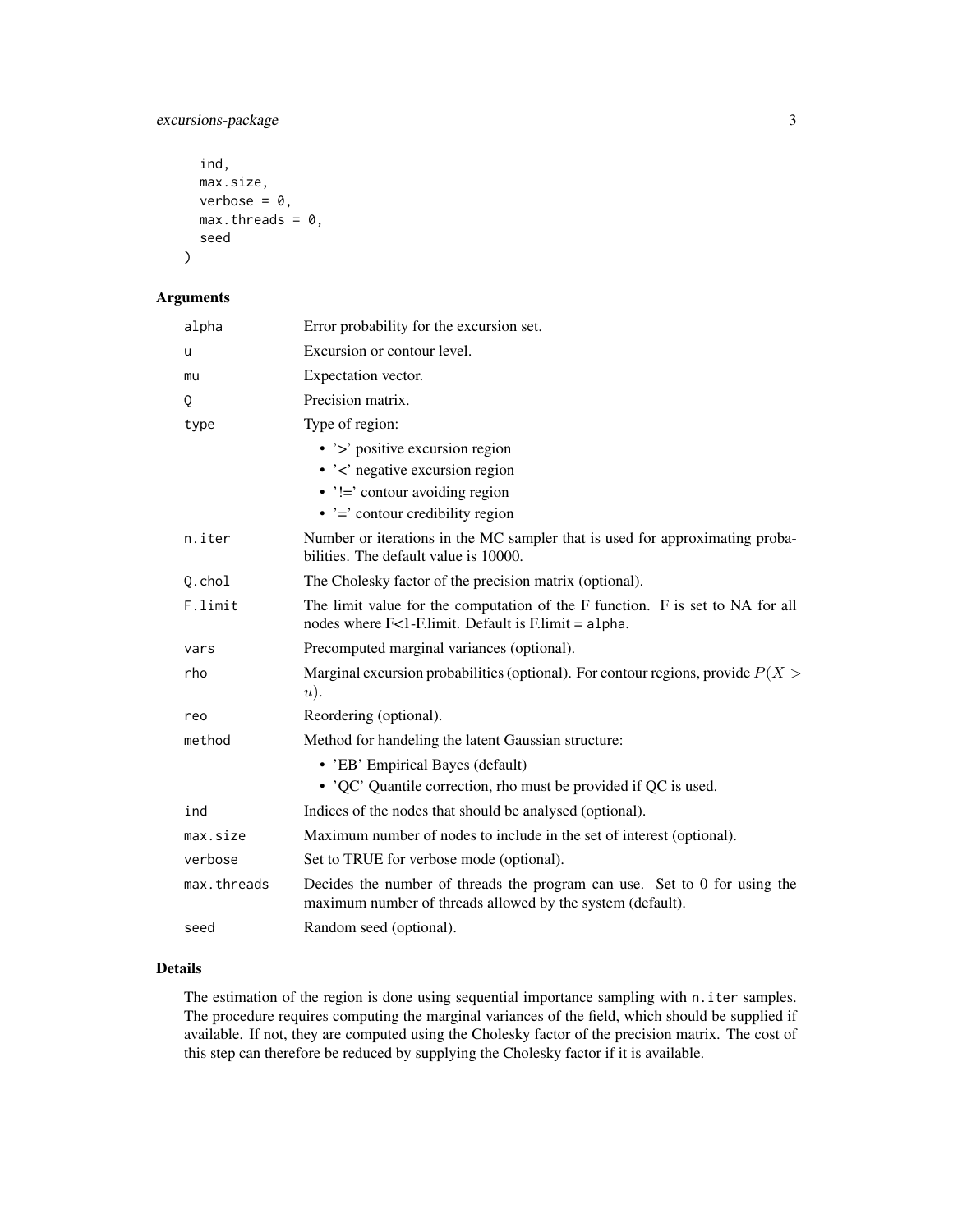```
  ind,
  max.size,
  verbose = 0,
  max.threads = 0,
  seed
)
```

## Arguments

| | |
|---|---|
| alpha | Error probability for the excursion set. |
| u | Excursion or contour level. |
| mu | Expectation vector. |
| Q | Precision matrix. |
| type | Type of region: <br>• '>' positive excursion region <br>• '<' negative excursion region <br>• '!=' contour avoiding region <br>• '=' contour credibility region |
| n.iter | Number or iterations in the MC sampler that is used for approximating probabilities. The default value is 10000. |
| Q.chol | The Cholesky factor of the precision matrix (optional). |
| F.limit | The limit value for the computation of the F function. F is set to NA for all nodes where F<1-F.limit. Default is F.limit = alpha. |
| vars | Precomputed marginal variances (optional). |
| rho | Marginal excursion probabilities (optional). For contour regions, provide $P(X > u)$. |
| reo | Reordering (optional). |
| method | Method for handeling the latent Gaussian structure: <br>• 'EB' Empirical Bayes (default) <br>• 'QC' Quantile correction, rho must be provided if QC is used. |
| ind | Indices of the nodes that should be analysed (optional). |
| max.size | Maximum number of nodes to include in the set of interest (optional). |
| verbose | Set to TRUE for verbose mode (optional). |
| max.threads | Decides the number of threads the program can use. Set to 0 for using the maximum number of threads allowed by the system (default). |
| seed | Random seed (optional). |

## Details

The estimation of the region is done using sequential importance sampling with n.iter samples. The procedure requires computing the marginal variances of the field, which should be supplied if available. If not, they are computed using the Cholesky factor of the precision matrix. The cost of this step can therefore be reduced by supplying the Cholesky factor if it is available.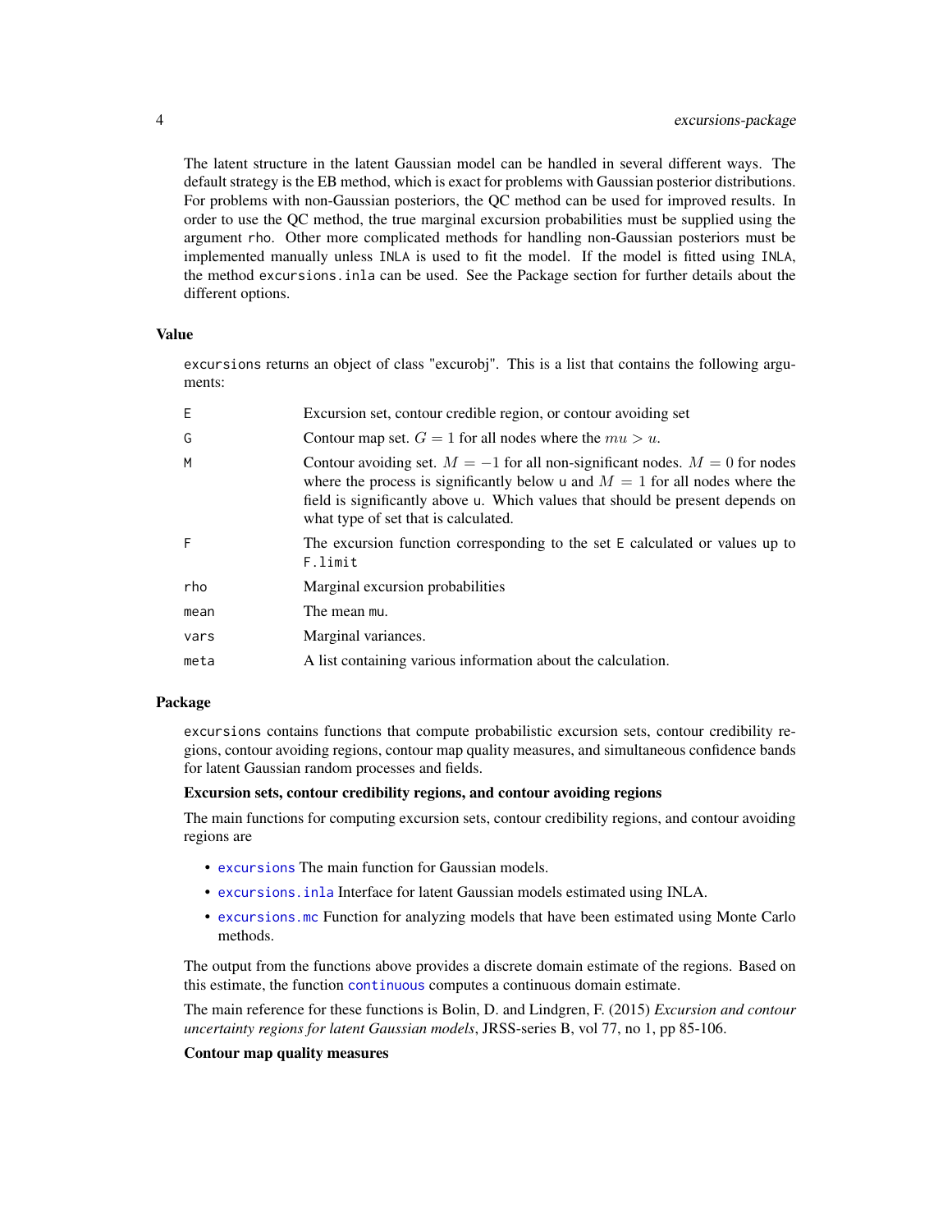The latent structure in the latent Gaussian model can be handled in several different ways. The default strategy is the EB method, which is exact for problems with Gaussian posterior distributions. For problems with non-Gaussian posteriors, the QC method can be used for improved results. In order to use the QC method, the true marginal excursion probabilities must be supplied using the argument `rho`. Other more complicated methods for handling non-Gaussian posteriors must be implemented manually unless `INLA` is used to fit the model. If the model is fitted using `INLA`, the method `excursions.inla` can be used. See the Package section for further details about the different options.

## Value

`excursions` returns an object of class "excurobj". This is a list that contains the following arguments:

| | |
|---|---|
| `E` | Excursion set, contour credible region, or contour avoiding set |
| `G` | Contour map set. $G = 1$ for all nodes where the $mu > u$. |
| `M` | Contour avoiding set. $M = -1$ for all non-significant nodes. $M = 0$ for nodes where the process is significantly below `u` and $M = 1$ for all nodes where the field is significantly above `u`. Which values that should be present depends on what type of set that is calculated. |
| `F` | The excursion function corresponding to the set `E` calculated or values up to `F.limit` |
| `rho` | Marginal excursion probabilities |
| `mean` | The mean `mu`. |
| `vars` | Marginal variances. |
| `meta` | A list containing various information about the calculation. |

## Package

`excursions` contains functions that compute probabilistic excursion sets, contour credibility regions, contour avoiding regions, contour map quality measures, and simultaneous confidence bands for latent Gaussian random processes and fields.

### Excursion sets, contour credibility regions, and contour avoiding regions

The main functions for computing excursion sets, contour credibility regions, and contour avoiding regions are

- `excursions` The main function for Gaussian models.
- `excursions.inla` Interface for latent Gaussian models estimated using INLA.
- `excursions.mc` Function for analyzing models that have been estimated using Monte Carlo methods.

The output from the functions above provides a discrete domain estimate of the regions. Based on this estimate, the function `continuous` computes a continuous domain estimate.

The main reference for these functions is Bolin, D. and Lindgren, F. (2015) *Excursion and contour uncertainty regions for latent Gaussian models*, JRSS-series B, vol 77, no 1, pp 85-106.

### Contour map quality measures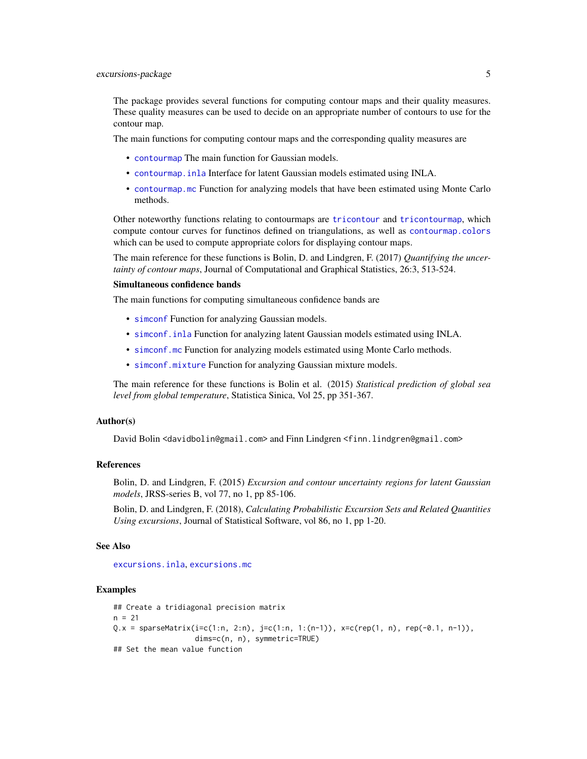The package provides several functions for computing contour maps and their quality measures. These quality measures can be used to decide on an appropriate number of contours to use for the contour map.

The main functions for computing contour maps and the corresponding quality measures are

- `contourmap` The main function for Gaussian models.
- `contourmap.inla` Interface for latent Gaussian models estimated using INLA.
- `contourmap.mc` Function for analyzing models that have been estimated using Monte Carlo methods.

Other noteworthy functions relating to contourmaps are `tricontour` and `tricontourmap`, which compute contour curves for functinos defined on triangulations, as well as `contourmap.colors` which can be used to compute appropriate colors for displaying contour maps.

The main reference for these functions is Bolin, D. and Lindgren, F. (2017) *Quantifying the uncertainty of contour maps*, Journal of Computational and Graphical Statistics, 26:3, 513-524.

**Simultaneous confidence bands**

The main functions for computing simultaneous confidence bands are

- `simconf` Function for analyzing Gaussian models.
- `simconf.inla` Function for analyzing latent Gaussian models estimated using INLA.
- `simconf.mc` Function for analyzing models estimated using Monte Carlo methods.
- `simconf.mixture` Function for analyzing Gaussian mixture models.

The main reference for these functions is Bolin et al. (2015) *Statistical prediction of global sea level from global temperature*, Statistica Sinica, Vol 25, pp 351-367.

## Author(s)

David Bolin <davidbolin@gmail.com> and Finn Lindgren <finn.lindgren@gmail.com>

## References

Bolin, D. and Lindgren, F. (2015) *Excursion and contour uncertainty regions for latent Gaussian models*, JRSS-series B, vol 77, no 1, pp 85-106.

Bolin, D. and Lindgren, F. (2018), *Calculating Probabilistic Excursion Sets and Related Quantities Using excursions*, Journal of Statistical Software, vol 86, no 1, pp 1-20.

## See Also

`excursions.inla`, `excursions.mc`

## Examples

```
## Create a tridiagonal precision matrix
n = 21
Q.x = sparseMatrix(i=c(1:n, 2:n), j=c(1:n, 1:(n-1)), x=c(rep(1, n), rep(-0.1, n-1)),
                   dims=c(n, n), symmetric=TRUE)
## Set the mean value function
```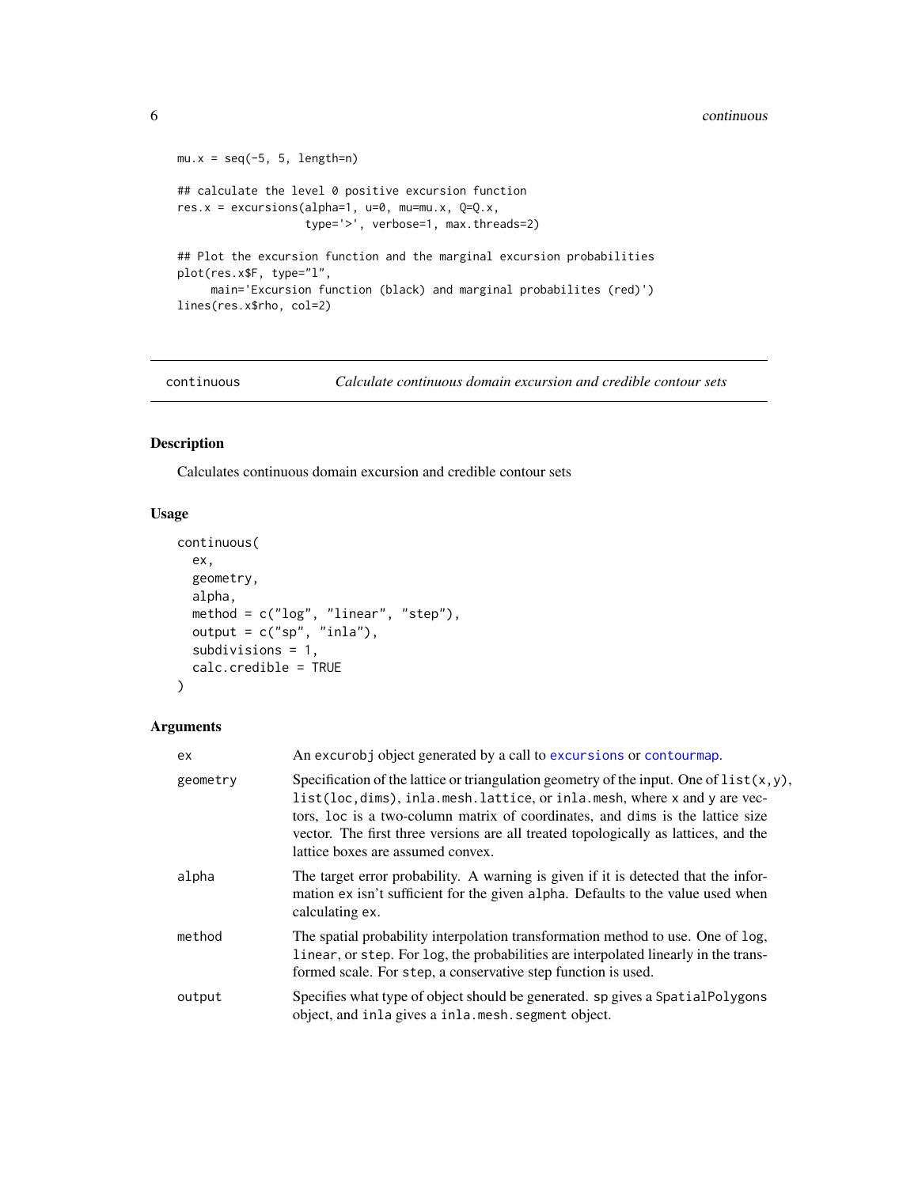```
mu.x = seq(-5, 5, length=n)

## calculate the level 0 positive excursion function
res.x = excursions(alpha=1, u=0, mu=mu.x, Q=Q.x,
                   type='>', verbose=1, max.threads=2)

## Plot the excursion function and the marginal excursion probabilities
plot(res.x$F, type="l",
     main='Excursion function (black) and marginal probabilites (red)')
lines(res.x$rho, col=2)
```

## continuous — *Calculate continuous domain excursion and credible contour sets*

### Description

Calculates continuous domain excursion and credible contour sets

### Usage

```
continuous(
  ex,
  geometry,
  alpha,
  method = c("log", "linear", "step"),
  output = c("sp", "inla"),
  subdivisions = 1,
  calc.credible = TRUE
)
```

### Arguments

| | |
|---|---|
| `ex` | An `excurobj` object generated by a call to `excursions` or `contourmap`. |
| `geometry` | Specification of the lattice or triangulation geometry of the input. One of `list(x,y)`, `list(loc,dims)`, `inla.mesh.lattice`, or `inla.mesh`, where `x` and `y` are vectors, `loc` is a two-column matrix of coordinates, and `dims` is the lattice size vector. The first three versions are all treated topologically as lattices, and the lattice boxes are assumed convex. |
| `alpha` | The target error probability. A warning is given if it is detected that the information `ex` isn't sufficient for the given `alpha`. Defaults to the value used when calculating `ex`. |
| `method` | The spatial probability interpolation transformation method to use. One of `log`, `linear`, or `step`. For `log`, the probabilities are interpolated linearly in the transformed scale. For `step`, a conservative step function is used. |
| `output` | Specifies what type of object should be generated. `sp` gives a `SpatialPolygons` object, and `inla` gives a `inla.mesh.segment` object. |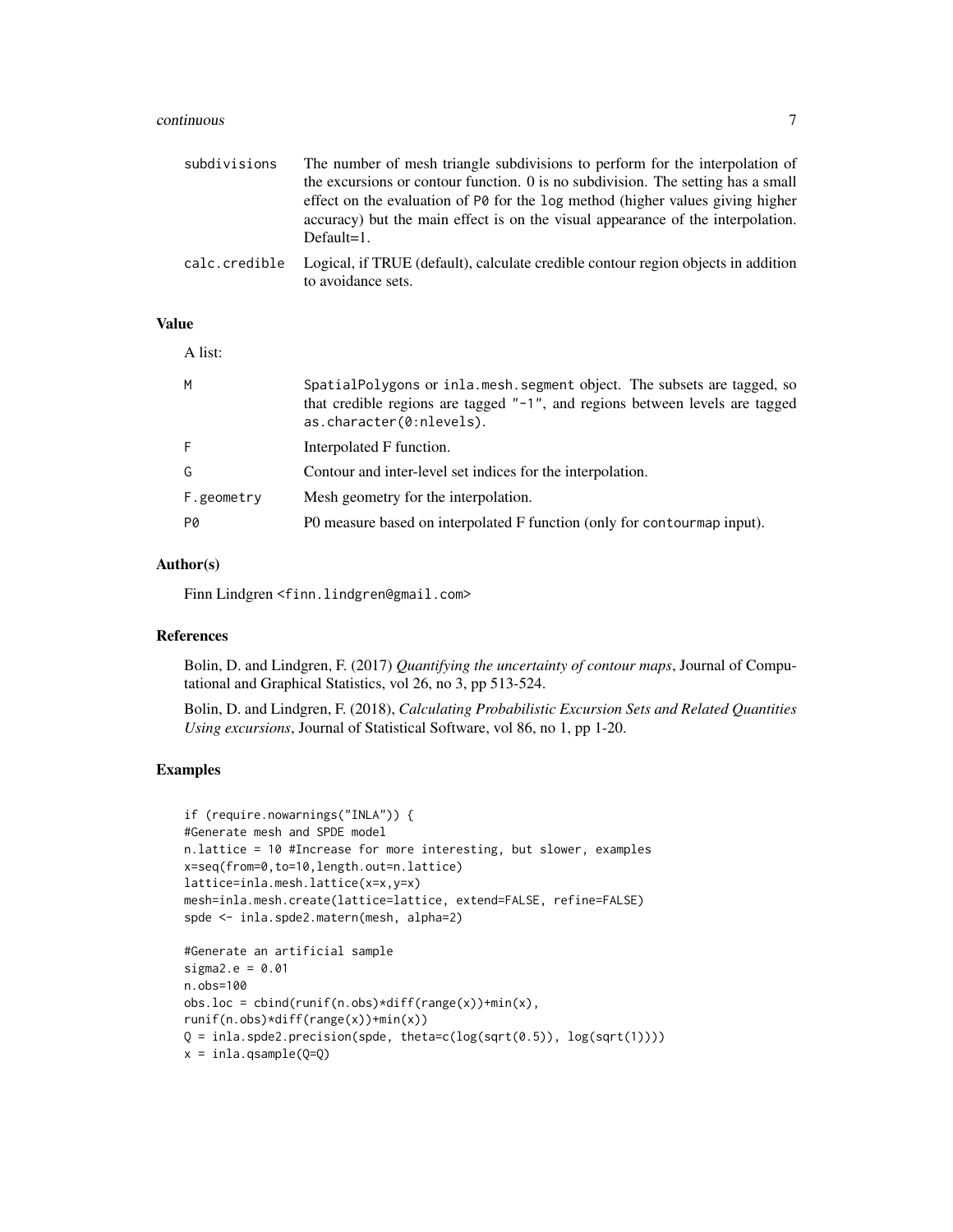| | |
|---|---|
| subdivisions | The number of mesh triangle subdivisions to perform for the interpolation of the excursions or contour function. 0 is no subdivision. The setting has a small effect on the evaluation of P0 for the log method (higher values giving higher accuracy) but the main effect is on the visual appearance of the interpolation. Default=1. |
| calc.credible | Logical, if TRUE (default), calculate credible contour region objects in addition to avoidance sets. |

## Value

A list:

| | |
|---|---|
| M | SpatialPolygons or inla.mesh.segment object. The subsets are tagged, so that credible regions are tagged "-1", and regions between levels are tagged as.character(0:nlevels). |
| F | Interpolated F function. |
| G | Contour and inter-level set indices for the interpolation. |
| F.geometry | Mesh geometry for the interpolation. |
| P0 | P0 measure based on interpolated F function (only for contourmap input). |

## Author(s)

Finn Lindgren <finn.lindgren@gmail.com>

## References

Bolin, D. and Lindgren, F. (2017) *Quantifying the uncertainty of contour maps*, Journal of Computational and Graphical Statistics, vol 26, no 3, pp 513-524.

Bolin, D. and Lindgren, F. (2018), *Calculating Probabilistic Excursion Sets and Related Quantities Using excursions*, Journal of Statistical Software, vol 86, no 1, pp 1-20.

## Examples

```
if (require.nowarnings("INLA")) {
#Generate mesh and SPDE model
n.lattice = 10 #Increase for more interesting, but slower, examples
x=seq(from=0,to=10,length.out=n.lattice)
lattice=inla.mesh.lattice(x=x,y=x)
mesh=inla.mesh.create(lattice=lattice, extend=FALSE, refine=FALSE)
spde <- inla.spde2.matern(mesh, alpha=2)

#Generate an artificial sample
sigma2.e = 0.01
n.obs=100
obs.loc = cbind(runif(n.obs)*diff(range(x))+min(x),
runif(n.obs)*diff(range(x))+min(x))
Q = inla.spde2.precision(spde, theta=c(log(sqrt(0.5)), log(sqrt(1))))
x = inla.qsample(Q=Q)
```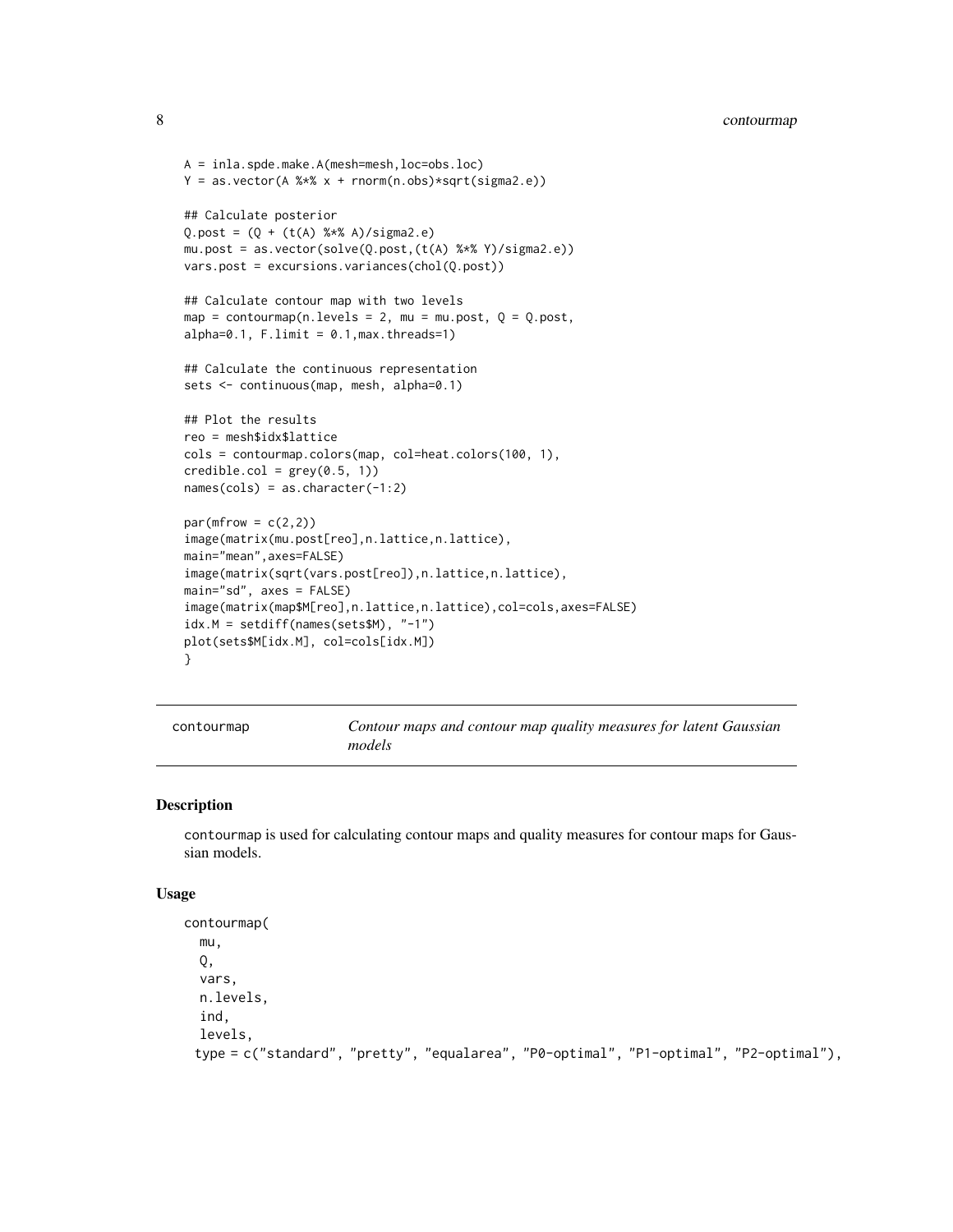```
A = inla.spde.make.A(mesh=mesh,loc=obs.loc)
Y = as.vector(A %*% x + rnorm(n.obs)*sqrt(sigma2.e))

## Calculate posterior
Q.post = (Q + (t(A) %*% A)/sigma2.e)
mu.post = as.vector(solve(Q.post,(t(A) %*% Y)/sigma2.e))
vars.post = excursions.variances(chol(Q.post))

## Calculate contour map with two levels
map = contourmap(n.levels = 2, mu = mu.post, Q = Q.post,
alpha=0.1, F.limit = 0.1,max.threads=1)

## Calculate the continuous representation
sets <- continuous(map, mesh, alpha=0.1)

## Plot the results
reo = mesh$idx$lattice
cols = contourmap.colors(map, col=heat.colors(100, 1),
credible.col = grey(0.5, 1))
names(cols) = as.character(-1:2)

par(mfrow = c(2,2))
image(matrix(mu.post[reo],n.lattice,n.lattice),
main="mean",axes=FALSE)
image(matrix(sqrt(vars.post[reo]),n.lattice,n.lattice),
main="sd", axes = FALSE)
image(matrix(map$M[reo],n.lattice,n.lattice),col=cols,axes=FALSE)
idx.M = setdiff(names(sets$M), "-1")
plot(sets$M[idx.M], col=cols[idx.M])
}
```

## contourmap — *Contour maps and contour map quality measures for latent Gaussian models*

### Description

contourmap is used for calculating contour maps and quality measures for contour maps for Gaussian models.

### Usage

```
contourmap(
  mu,
  Q,
  vars,
  n.levels,
  ind,
  levels,
  type = c("standard", "pretty", "equalarea", "P0-optimal", "P1-optimal", "P2-optimal"),
```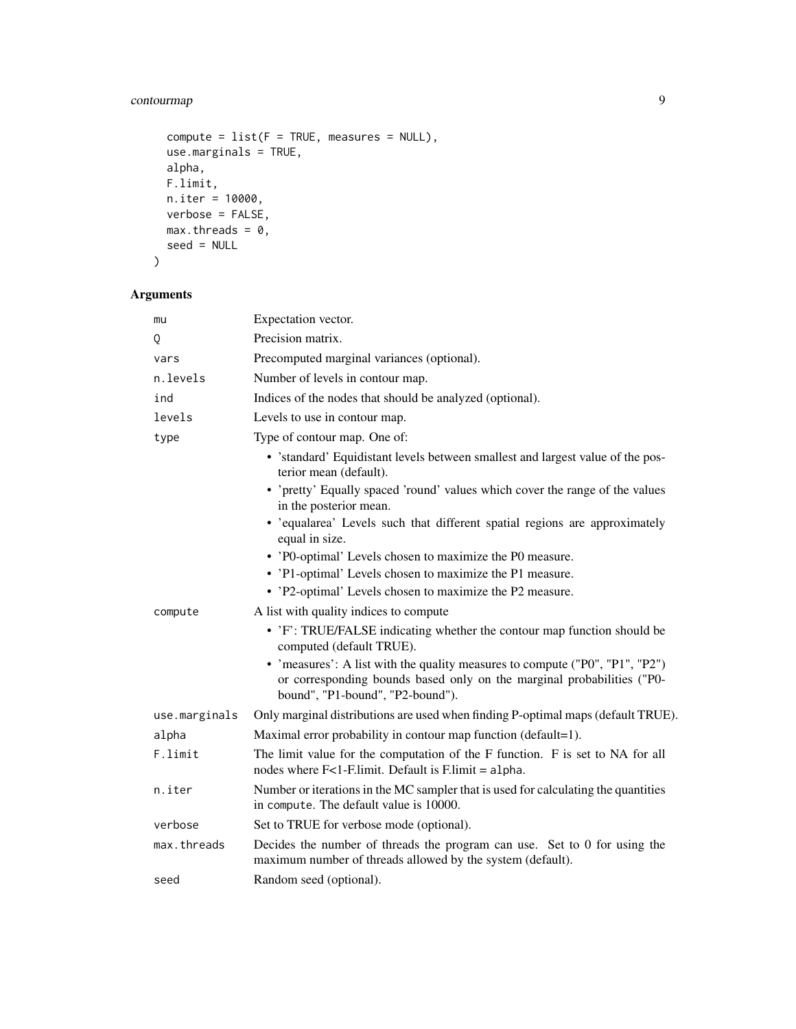```
  compute = list(F = TRUE, measures = NULL),
  use.marginals = TRUE,
  alpha,
  F.limit,
  n.iter = 10000,
  verbose = FALSE,
  max.threads = 0,
  seed = NULL
)
```

## Arguments

| | |
|---|---|
| `mu` | Expectation vector. |
| `Q` | Precision matrix. |
| `vars` | Precomputed marginal variances (optional). |
| `n.levels` | Number of levels in contour map. |
| `ind` | Indices of the nodes that should be analyzed (optional). |
| `levels` | Levels to use in contour map. |
| `type` | Type of contour map. One of: <br>• 'standard' Equidistant levels between smallest and largest value of the posterior mean (default). <br>• 'pretty' Equally spaced 'round' values which cover the range of the values in the posterior mean. <br>• 'equalarea' Levels such that different spatial regions are approximately equal in size. <br>• 'P0-optimal' Levels chosen to maximize the P0 measure. <br>• 'P1-optimal' Levels chosen to maximize the P1 measure. <br>• 'P2-optimal' Levels chosen to maximize the P2 measure. |
| `compute` | A list with quality indices to compute <br>• 'F': TRUE/FALSE indicating whether the contour map function should be computed (default TRUE). <br>• 'measures': A list with the quality measures to compute ("P0", "P1", "P2") or corresponding bounds based only on the marginal probabilities ("P0-bound", "P1-bound", "P2-bound"). |
| `use.marginals` | Only marginal distributions are used when finding P-optimal maps (default TRUE). |
| `alpha` | Maximal error probability in contour map function (default=1). |
| `F.limit` | The limit value for the computation of the F function. F is set to NA for all nodes where F<1-F.limit. Default is F.limit = `alpha`. |
| `n.iter` | Number or iterations in the MC sampler that is used for calculating the quantities in `compute`. The default value is 10000. |
| `verbose` | Set to TRUE for verbose mode (optional). |
| `max.threads` | Decides the number of threads the program can use. Set to 0 for using the maximum number of threads allowed by the system (default). |
| `seed` | Random seed (optional). |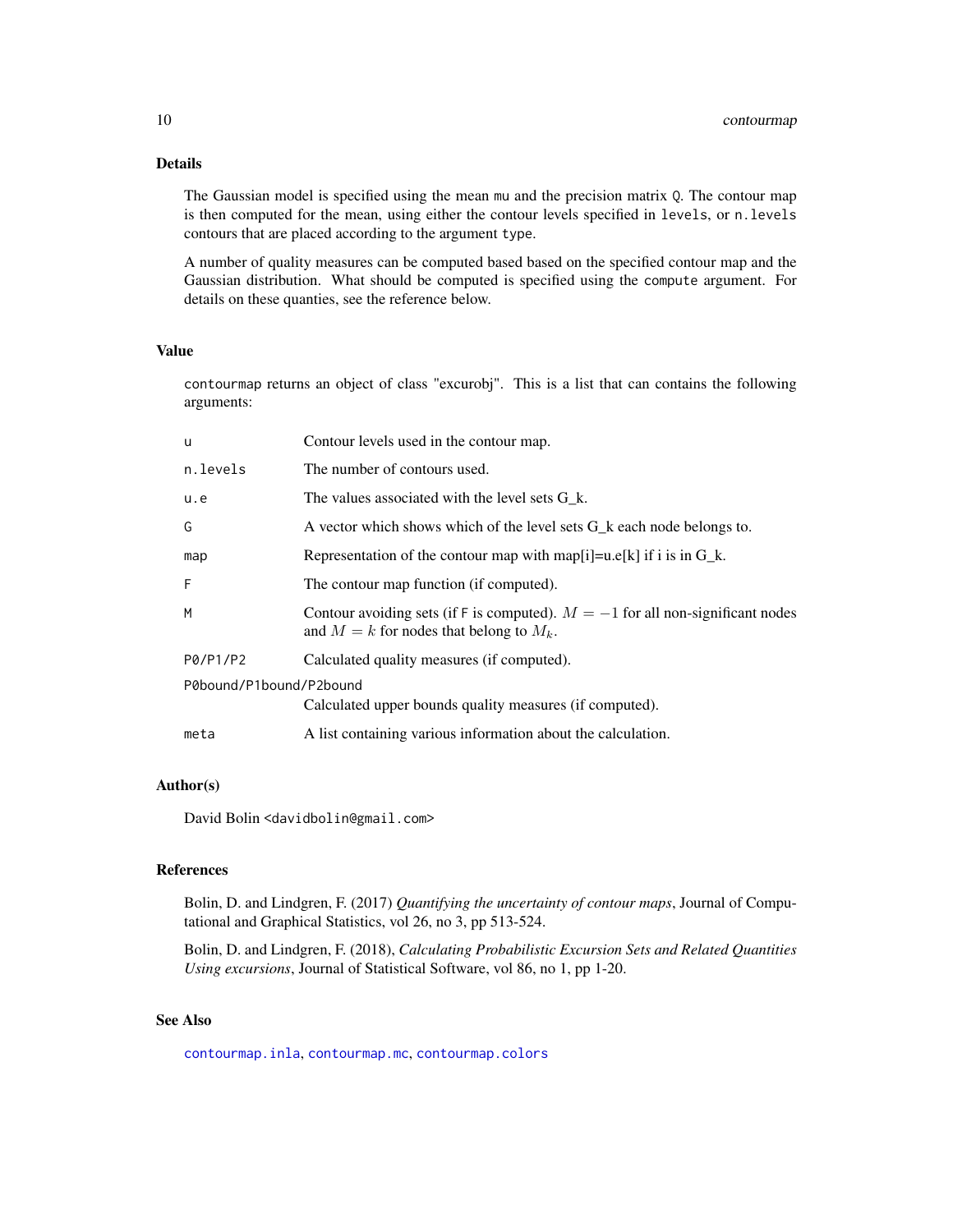### Details

The Gaussian model is specified using the mean `mu` and the precision matrix `Q`. The contour map is then computed for the mean, using either the contour levels specified in `levels`, or `n.levels` contours that are placed according to the argument `type`.

A number of quality measures can be computed based based on the specified contour map and the Gaussian distribution. What should be computed is specified using the `compute` argument. For details on these quanties, see the reference below.

### Value

`contourmap` returns an object of class "excurobj". This is a list that can contains the following arguments:

| | |
|---|---|
| `u` | Contour levels used in the contour map. |
| `n.levels` | The number of contours used. |
| `u.e` | The values associated with the level sets G_k. |
| `G` | A vector which shows which of the level sets G_k each node belongs to. |
| `map` | Representation of the contour map with map[i]=u.e[k] if i is in G_k. |
| `F` | The contour map function (if computed). |
| `M` | Contour avoiding sets (if `F` is computed). $M = -1$ for all non-significant nodes and $M = k$ for nodes that belong to $M_k$. |
| `P0/P1/P2` | Calculated quality measures (if computed). |
| `P0bound/P1bound/P2bound` | Calculated upper bounds quality measures (if computed). |
| `meta` | A list containing various information about the calculation. |

### Author(s)

David Bolin <davidbolin@gmail.com>

### References

Bolin, D. and Lindgren, F. (2017) *Quantifying the uncertainty of contour maps*, Journal of Computational and Graphical Statistics, vol 26, no 3, pp 513-524.

Bolin, D. and Lindgren, F. (2018), *Calculating Probabilistic Excursion Sets and Related Quantities Using excursions*, Journal of Statistical Software, vol 86, no 1, pp 1-20.

### See Also

`contourmap.inla`, `contourmap.mc`, `contourmap.colors`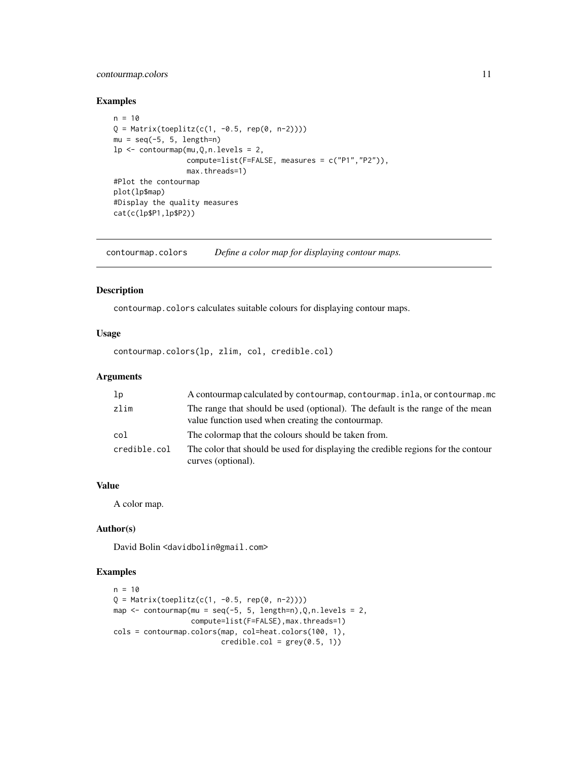## Examples

```
n = 10
Q = Matrix(toeplitz(c(1, -0.5, rep(0, n-2))))
mu = seq(-5, 5, length=n)
lp <- contourmap(mu,Q,n.levels = 2,
                 compute=list(F=FALSE, measures = c("P1","P2")),
                 max.threads=1)
#Plot the contourmap
plot(lp$map)
#Display the quality measures
cat(c(lp$P1,lp$P2))
```

---

# contourmap.colors — *Define a color map for displaying contour maps.*

## Description

contourmap.colors calculates suitable colours for displaying contour maps.

## Usage

```
contourmap.colors(lp, zlim, col, credible.col)
```

## Arguments

| | |
|---|---|
| lp | A contourmap calculated by contourmap, contourmap.inla, or contourmap.mc |
| zlim | The range that should be used (optional). The default is the range of the mean value function used when creating the contourmap. |
| col | The colormap that the colours should be taken from. |
| credible.col | The color that should be used for displaying the credible regions for the contour curves (optional). |

## Value

A color map.

## Author(s)

David Bolin <davidbolin@gmail.com>

## Examples

```
n = 10
Q = Matrix(toeplitz(c(1, -0.5, rep(0, n-2))))
map <- contourmap(mu = seq(-5, 5, length=n),Q,n.levels = 2,
                  compute=list(F=FALSE),max.threads=1)
cols = contourmap.colors(map, col=heat.colors(100, 1),
                         credible.col = grey(0.5, 1))
```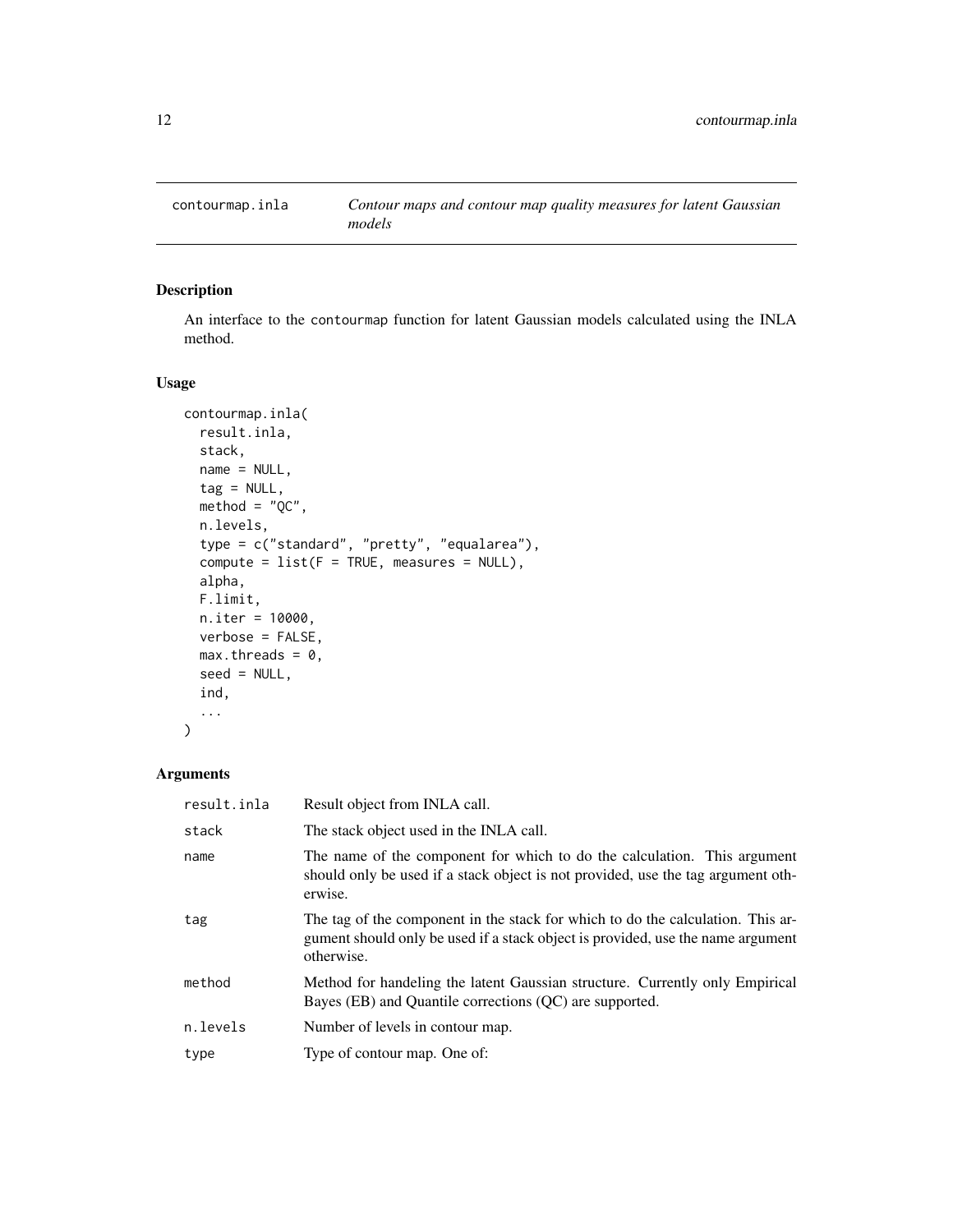## contourmap.inla — *Contour maps and contour map quality measures for latent Gaussian models*

### Description

An interface to the contourmap function for latent Gaussian models calculated using the INLA method.

### Usage

```
contourmap.inla(
  result.inla,
  stack,
  name = NULL,
  tag = NULL,
  method = "QC",
  n.levels,
  type = c("standard", "pretty", "equalarea"),
  compute = list(F = TRUE, measures = NULL),
  alpha,
  F.limit,
  n.iter = 10000,
  verbose = FALSE,
  max.threads = 0,
  seed = NULL,
  ind,
  ...
)
```

### Arguments

| Argument | Description |
|---|---|
| result.inla | Result object from INLA call. |
| stack | The stack object used in the INLA call. |
| name | The name of the component for which to do the calculation. This argument should only be used if a stack object is not provided, use the tag argument otherwise. |
| tag | The tag of the component in the stack for which to do the calculation. This argument should only be used if a stack object is provided, use the name argument otherwise. |
| method | Method for handeling the latent Gaussian structure. Currently only Empirical Bayes (EB) and Quantile corrections (QC) are supported. |
| n.levels | Number of levels in contour map. |
| type | Type of contour map. One of: |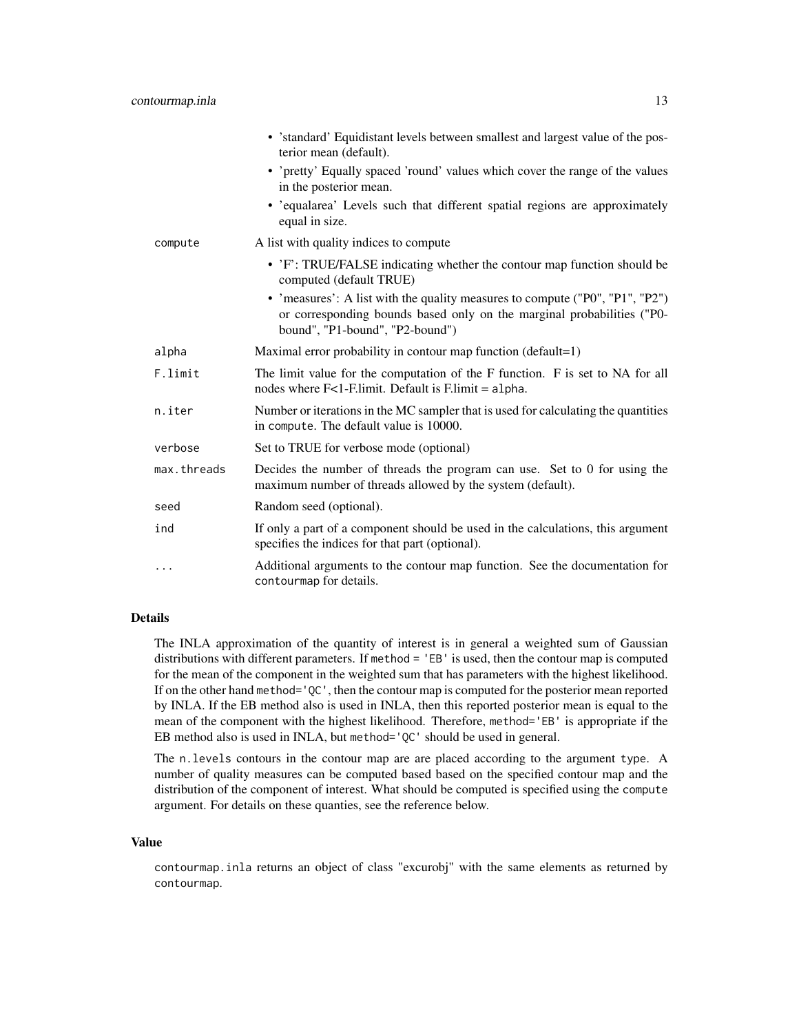- 'standard' Equidistant levels between smallest and largest value of the posterior mean (default).
- 'pretty' Equally spaced 'round' values which cover the range of the values in the posterior mean.
- 'equalarea' Levels such that different spatial regions are approximately equal in size.

| | |
|---|---|
| `compute` | A list with quality indices to compute<br>• 'F': TRUE/FALSE indicating whether the contour map function should be computed (default TRUE)<br>• 'measures': A list with the quality measures to compute ("P0", "P1", "P2") or corresponding bounds based only on the marginal probabilities ("P0-bound", "P1-bound", "P2-bound") |
| `alpha` | Maximal error probability in contour map function (default=1) |
| `F.limit` | The limit value for the computation of the F function. F is set to NA for all nodes where F<1-F.limit. Default is F.limit = `alpha`. |
| `n.iter` | Number or iterations in the MC sampler that is used for calculating the quantities in `compute`. The default value is 10000. |
| `verbose` | Set to TRUE for verbose mode (optional) |
| `max.threads` | Decides the number of threads the program can use. Set to 0 for using the maximum number of threads allowed by the system (default). |
| `seed` | Random seed (optional). |
| `ind` | If only a part of a component should be used in the calculations, this argument specifies the indices for that part (optional). |
| `...` | Additional arguments to the contour map function. See the documentation for `contourmap` for details. |

### Details

The INLA approximation of the quantity of interest is in general a weighted sum of Gaussian distributions with different parameters. If `method = 'EB'` is used, then the contour map is computed for the mean of the component in the weighted sum that has parameters with the highest likelihood. If on the other hand `method='QC'`, then the contour map is computed for the posterior mean reported by INLA. If the EB method also is used in INLA, then this reported posterior mean is equal to the mean of the component with the highest likelihood. Therefore, `method='EB'` is appropriate if the EB method also is used in INLA, but `method='QC'` should be used in general.

The `n.levels` contours in the contour map are are placed according to the argument `type`. A number of quality measures can be computed based based on the specified contour map and the distribution of the component of interest. What should be computed is specified using the `compute` argument. For details on these quanties, see the reference below.

### Value

`contourmap.inla` returns an object of class "excurobj" with the same elements as returned by `contourmap`.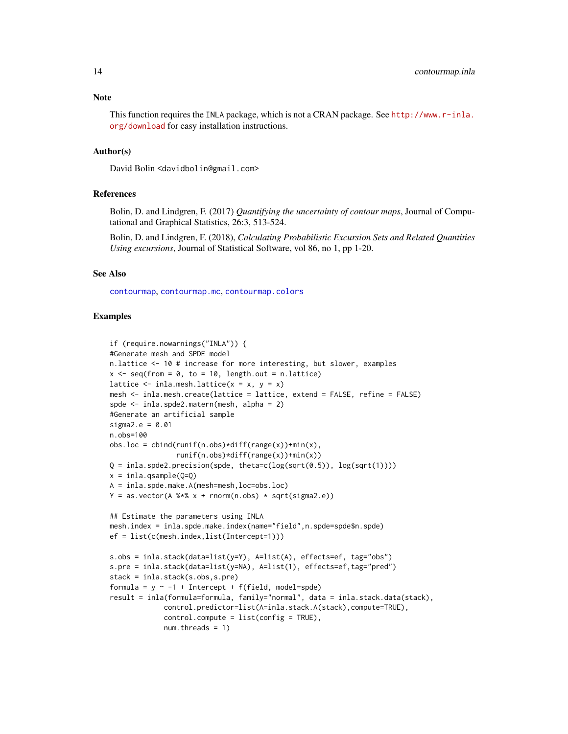## Note

This function requires the INLA package, which is not a CRAN package. See http://www.r-inla.org/download for easy installation instructions.

## Author(s)

David Bolin <davidbolin@gmail.com>

## References

Bolin, D. and Lindgren, F. (2017) *Quantifying the uncertainty of contour maps*, Journal of Computational and Graphical Statistics, 26:3, 513-524.

Bolin, D. and Lindgren, F. (2018), *Calculating Probabilistic Excursion Sets and Related Quantities Using excursions*, Journal of Statistical Software, vol 86, no 1, pp 1-20.

## See Also

contourmap, contourmap.mc, contourmap.colors

## Examples

```
if (require.nowarnings("INLA")) {
#Generate mesh and SPDE model
n.lattice <- 10 # increase for more interesting, but slower, examples
x <- seq(from = 0, to = 10, length.out = n.lattice)
lattice <- inla.mesh.lattice(x = x, y = x)
mesh <- inla.mesh.create(lattice = lattice, extend = FALSE, refine = FALSE)
spde <- inla.spde2.matern(mesh, alpha = 2)
#Generate an artificial sample
sigma2.e = 0.01
n.obs=100
obs.loc = cbind(runif(n.obs)*diff(range(x))+min(x),
                runif(n.obs)*diff(range(x))+min(x))
Q = inla.spde2.precision(spde, theta=c(log(sqrt(0.5)), log(sqrt(1))))
x = inla.qsample(Q=Q)
A = inla.spde.make.A(mesh=mesh,loc=obs.loc)
Y = as.vector(A %*% x + rnorm(n.obs) * sqrt(sigma2.e))

## Estimate the parameters using INLA
mesh.index = inla.spde.make.index(name="field",n.spde=spde$n.spde)
ef = list(c(mesh.index,list(Intercept=1)))

s.obs = inla.stack(data=list(y=Y), A=list(A), effects=ef, tag="obs")
s.pre = inla.stack(data=list(y=NA), A=list(1), effects=ef,tag="pred")
stack = inla.stack(s.obs,s.pre)
formula = y ~ -1 + Intercept + f(field, model=spde)
result = inla(formula=formula, family="normal", data = inla.stack.data(stack),
              control.predictor=list(A=inla.stack.A(stack),compute=TRUE),
              control.compute = list(config = TRUE),
              num.threads = 1)
```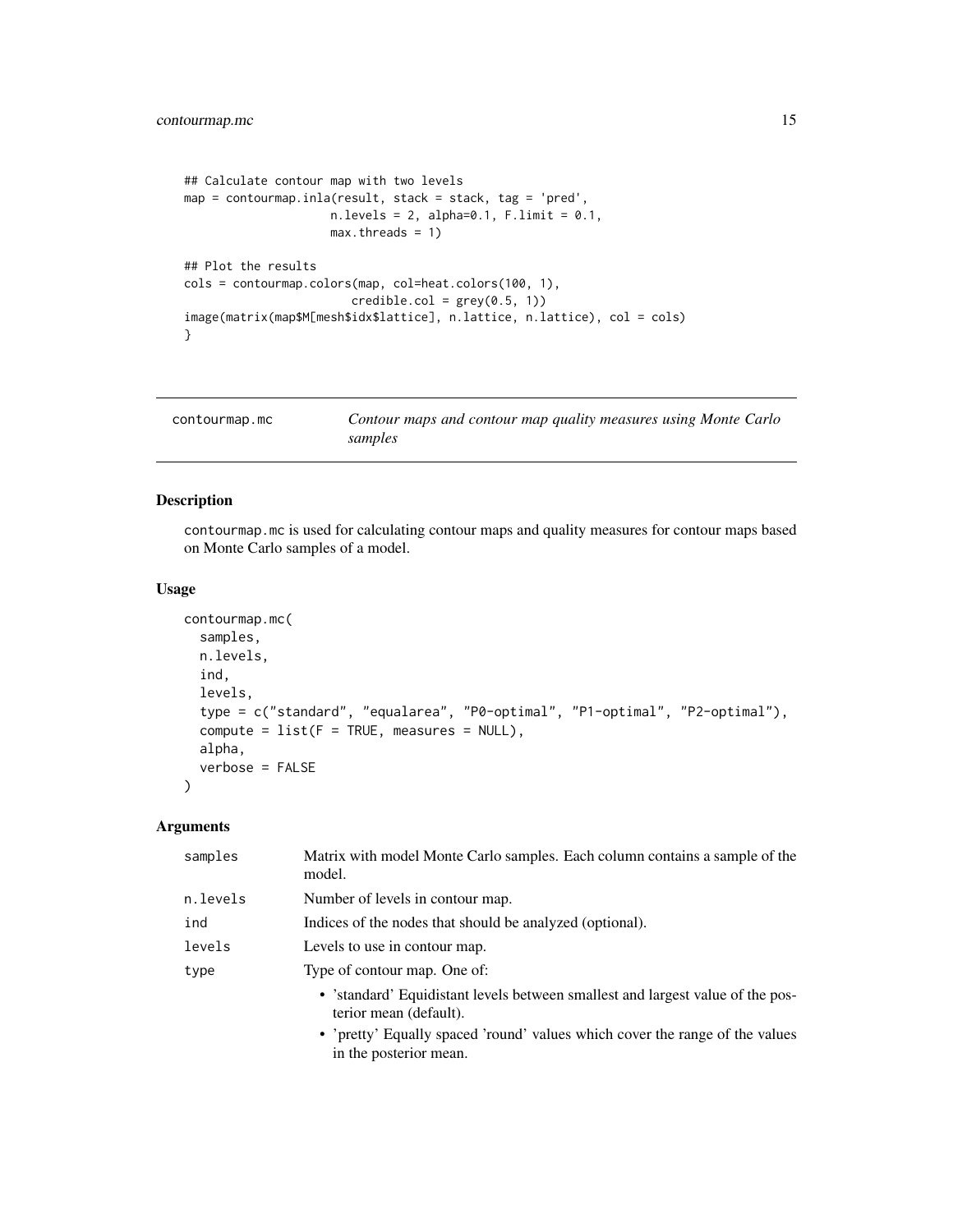```
## Calculate contour map with two levels
map = contourmap.inla(result, stack = stack, tag = 'pred',
                      n.levels = 2, alpha=0.1, F.limit = 0.1,
                      max.threads = 1)

## Plot the results
cols = contourmap.colors(map, col=heat.colors(100, 1),
                         credible.col = grey(0.5, 1))
image(matrix(map$M[mesh$idx$lattice], n.lattice, n.lattice), col = cols)
}
```

## contourmap.mc — *Contour maps and contour map quality measures using Monte Carlo samples*

### Description

contourmap.mc is used for calculating contour maps and quality measures for contour maps based on Monte Carlo samples of a model.

### Usage

```
contourmap.mc(
  samples,
  n.levels,
  ind,
  levels,
  type = c("standard", "equalarea", "P0-optimal", "P1-optimal", "P2-optimal"),
  compute = list(F = TRUE, measures = NULL),
  alpha,
  verbose = FALSE
)
```

### Arguments

| | |
|---|---|
| samples | Matrix with model Monte Carlo samples. Each column contains a sample of the model. |
| n.levels | Number of levels in contour map. |
| ind | Indices of the nodes that should be analyzed (optional). |
| levels | Levels to use in contour map. |
| type | Type of contour map. One of:<br>• 'standard' Equidistant levels between smallest and largest value of the posterior mean (default).<br>• 'pretty' Equally spaced 'round' values which cover the range of the values in the posterior mean. |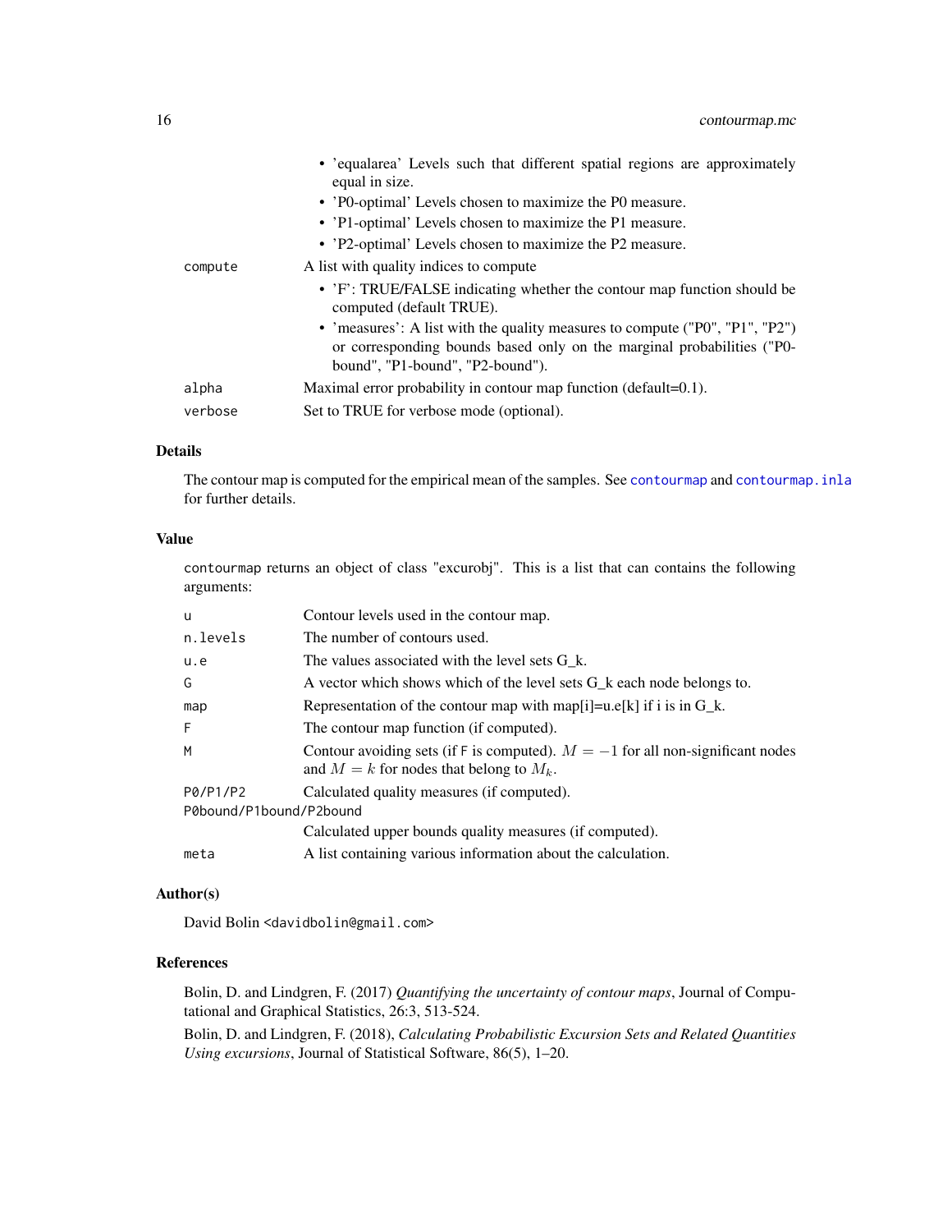- 'equalarea' Levels such that different spatial regions are approximately equal in size.
- 'P0-optimal' Levels chosen to maximize the P0 measure.
- 'P1-optimal' Levels chosen to maximize the P1 measure.
- 'P2-optimal' Levels chosen to maximize the P2 measure.

`compute` A list with quality indices to compute

- 'F': TRUE/FALSE indicating whether the contour map function should be computed (default TRUE).
- 'measures': A list with the quality measures to compute ("P0", "P1", "P2") or corresponding bounds based only on the marginal probabilities ("P0-bound", "P1-bound", "P2-bound").

`alpha` Maximal error probability in contour map function (default=0.1).

`verbose` Set to TRUE for verbose mode (optional).

### Details

The contour map is computed for the empirical mean of the samples. See `contourmap` and `contourmap.inla` for further details.

### Value

`contourmap` returns an object of class "excurobj". This is a list that can contains the following arguments:

| | |
|---|---|
| `u` | Contour levels used in the contour map. |
| `n.levels` | The number of contours used. |
| `u.e` | The values associated with the level sets G_k. |
| `G` | A vector which shows which of the level sets G_k each node belongs to. |
| `map` | Representation of the contour map with map[i]=u.e[k] if i is in G_k. |
| `F` | The contour map function (if computed). |
| `M` | Contour avoiding sets (if `F` is computed). $M = -1$ for all non-significant nodes and $M = k$ for nodes that belong to $M_k$. |
| `P0/P1/P2` | Calculated quality measures (if computed). |
| `P0bound/P1bound/P2bound` | Calculated upper bounds quality measures (if computed). |
| `meta` | A list containing various information about the calculation. |

### Author(s)

David Bolin <davidbolin@gmail.com>

### References

Bolin, D. and Lindgren, F. (2017) *Quantifying the uncertainty of contour maps*, Journal of Computational and Graphical Statistics, 26:3, 513-524.

Bolin, D. and Lindgren, F. (2018), *Calculating Probabilistic Excursion Sets and Related Quantities Using excursions*, Journal of Statistical Software, 86(5), 1–20.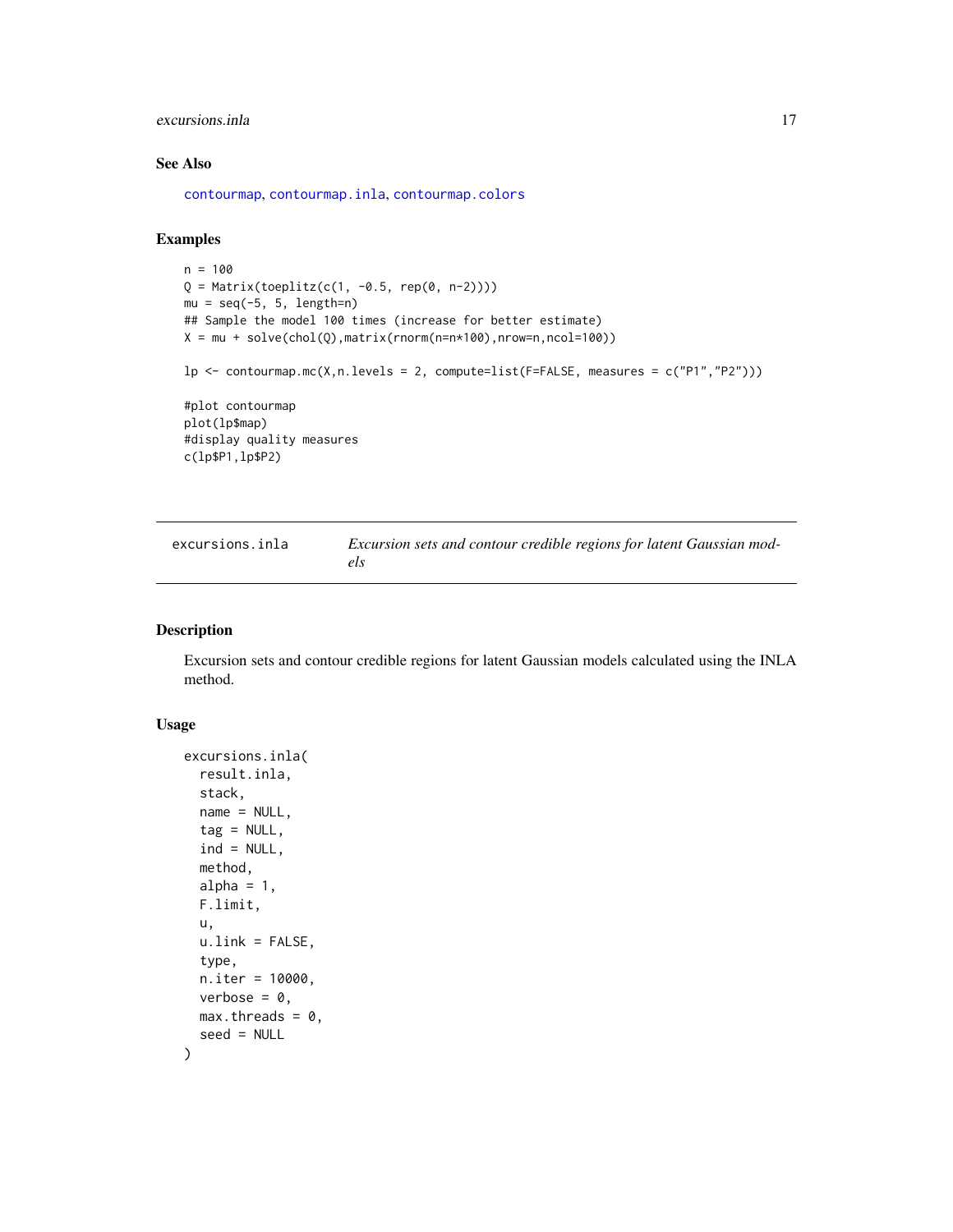## See Also

contourmap, contourmap.inla, contourmap.colors

## Examples

```
n = 100
Q = Matrix(toeplitz(c(1, -0.5, rep(0, n-2))))
mu = seq(-5, 5, length=n)
## Sample the model 100 times (increase for better estimate)
X = mu + solve(chol(Q),matrix(rnorm(n=n*100),nrow=n,ncol=100))

lp <- contourmap.mc(X,n.levels = 2, compute=list(F=FALSE, measures = c("P1","P2")))

#plot contourmap
plot(lp$map)
#display quality measures
c(lp$P1,lp$P2)
```

---

| excursions.inla | *Excursion sets and contour credible regions for latent Gaussian models* |
|---|---|

## Description

Excursion sets and contour credible regions for latent Gaussian models calculated using the INLA method.

## Usage

```
excursions.inla(
  result.inla,
  stack,
  name = NULL,
  tag = NULL,
  ind = NULL,
  method,
  alpha = 1,
  F.limit,
  u,
  u.link = FALSE,
  type,
  n.iter = 10000,
  verbose = 0,
  max.threads = 0,
  seed = NULL
)
```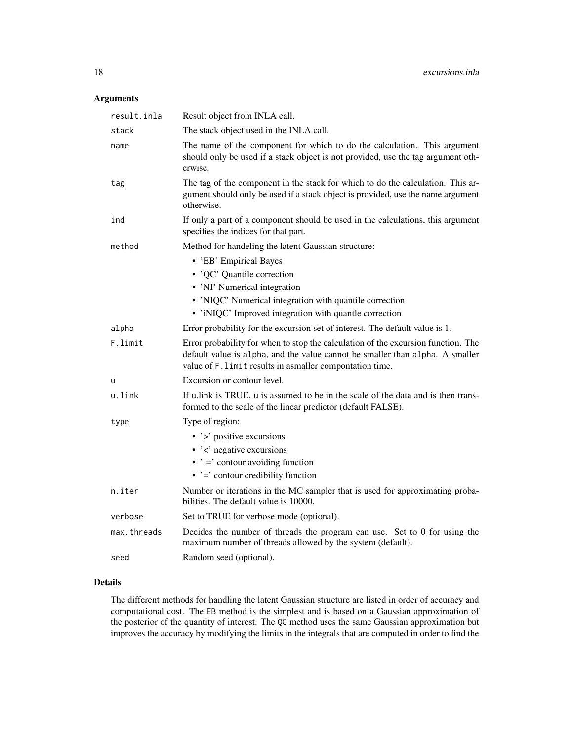## Arguments

| | |
|---|---|
| `result.inla` | Result object from INLA call. |
| `stack` | The stack object used in the INLA call. |
| `name` | The name of the component for which to do the calculation. This argument should only be used if a stack object is not provided, use the tag argument otherwise. |
| `tag` | The tag of the component in the stack for which to do the calculation. This argument should only be used if a stack object is provided, use the name argument otherwise. |
| `ind` | If only a part of a component should be used in the calculations, this argument specifies the indices for that part. |
| `method` | Method for handeling the latent Gaussian structure: <br>• 'EB' Empirical Bayes <br>• 'QC' Quantile correction <br>• 'NI' Numerical integration <br>• 'NIQC' Numerical integration with quantile correction <br>• 'iNIQC' Improved integration with quantle correction |
| `alpha` | Error probability for the excursion set of interest. The default value is 1. |
| `F.limit` | Error probability for when to stop the calculation of the excursion function. The default value is `alpha`, and the value cannot be smaller than `alpha`. A smaller value of `F.limit` results in asmaller compontation time. |
| `u` | Excursion or contour level. |
| `u.link` | If u.link is TRUE, `u` is assumed to be in the scale of the data and is then transformed to the scale of the linear predictor (default FALSE). |
| `type` | Type of region: <br>• '>' positive excursions <br>• '<' negative excursions <br>• '!=' contour avoiding function <br>• '=' contour credibility function |
| `n.iter` | Number or iterations in the MC sampler that is used for approximating probabilities. The default value is 10000. |
| `verbose` | Set to TRUE for verbose mode (optional). |
| `max.threads` | Decides the number of threads the program can use. Set to 0 for using the maximum number of threads allowed by the system (default). |
| `seed` | Random seed (optional). |

## Details

The different methods for handling the latent Gaussian structure are listed in order of accuracy and computational cost. The `EB` method is the simplest and is based on a Gaussian approximation of the posterior of the quantity of interest. The `QC` method uses the same Gaussian approximation but improves the accuracy by modifying the limits in the integrals that are computed in order to find the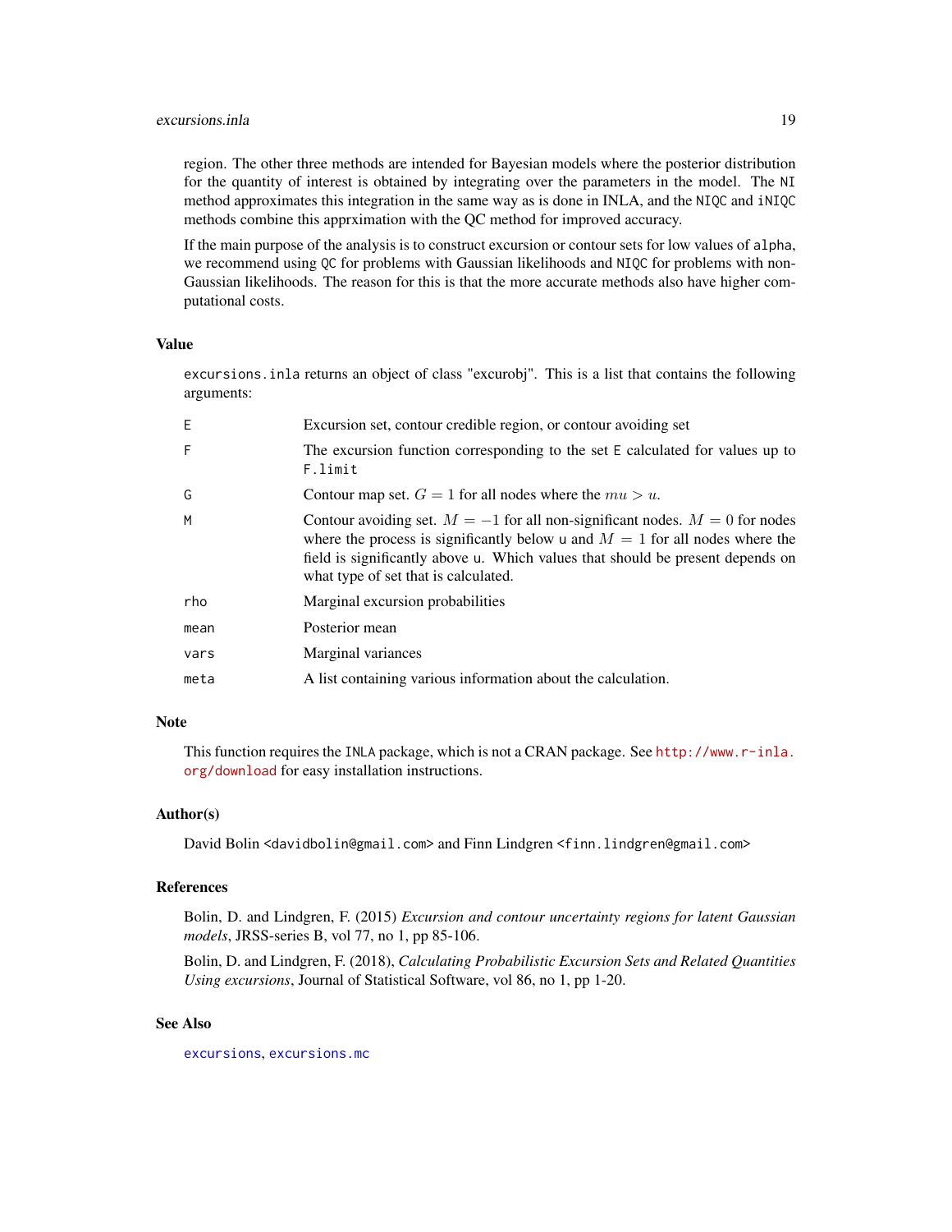region. The other three methods are intended for Bayesian models where the posterior distribution for the quantity of interest is obtained by integrating over the parameters in the model. The `NI` method approximates this integration in the same way as is done in INLA, and the `NIQC` and `iNIQC` methods combine this apprximation with the QC method for improved accuracy.

If the main purpose of the analysis is to construct excursion or contour sets for low values of `alpha`, we recommend using `QC` for problems with Gaussian likelihoods and `NIQC` for problems with non-Gaussian likelihoods. The reason for this is that the more accurate methods also have higher computational costs.

### Value

`excursions.inla` returns an object of class "excurobj". This is a list that contains the following arguments:

| | |
|---|---|
| `E` | Excursion set, contour credible region, or contour avoiding set |
| `F` | The excursion function corresponding to the set `E` calculated for values up to `F.limit` |
| `G` | Contour map set. $G = 1$ for all nodes where the $mu > u$. |
| `M` | Contour avoiding set. $M = -1$ for all non-significant nodes. $M = 0$ for nodes where the process is significantly below `u` and $M = 1$ for all nodes where the field is significantly above `u`. Which values that should be present depends on what type of set that is calculated. |
| `rho` | Marginal excursion probabilities |
| `mean` | Posterior mean |
| `vars` | Marginal variances |
| `meta` | A list containing various information about the calculation. |

### Note

This function requires the `INLA` package, which is not a CRAN package. See http://www.r-inla.org/download for easy installation instructions.

### Author(s)

David Bolin <davidbolin@gmail.com> and Finn Lindgren <finn.lindgren@gmail.com>

### References

Bolin, D. and Lindgren, F. (2015) *Excursion and contour uncertainty regions for latent Gaussian models*, JRSS-series B, vol 77, no 1, pp 85-106.

Bolin, D. and Lindgren, F. (2018), *Calculating Probabilistic Excursion Sets and Related Quantities Using excursions*, Journal of Statistical Software, vol 86, no 1, pp 1-20.

### See Also

`excursions`, `excursions.mc`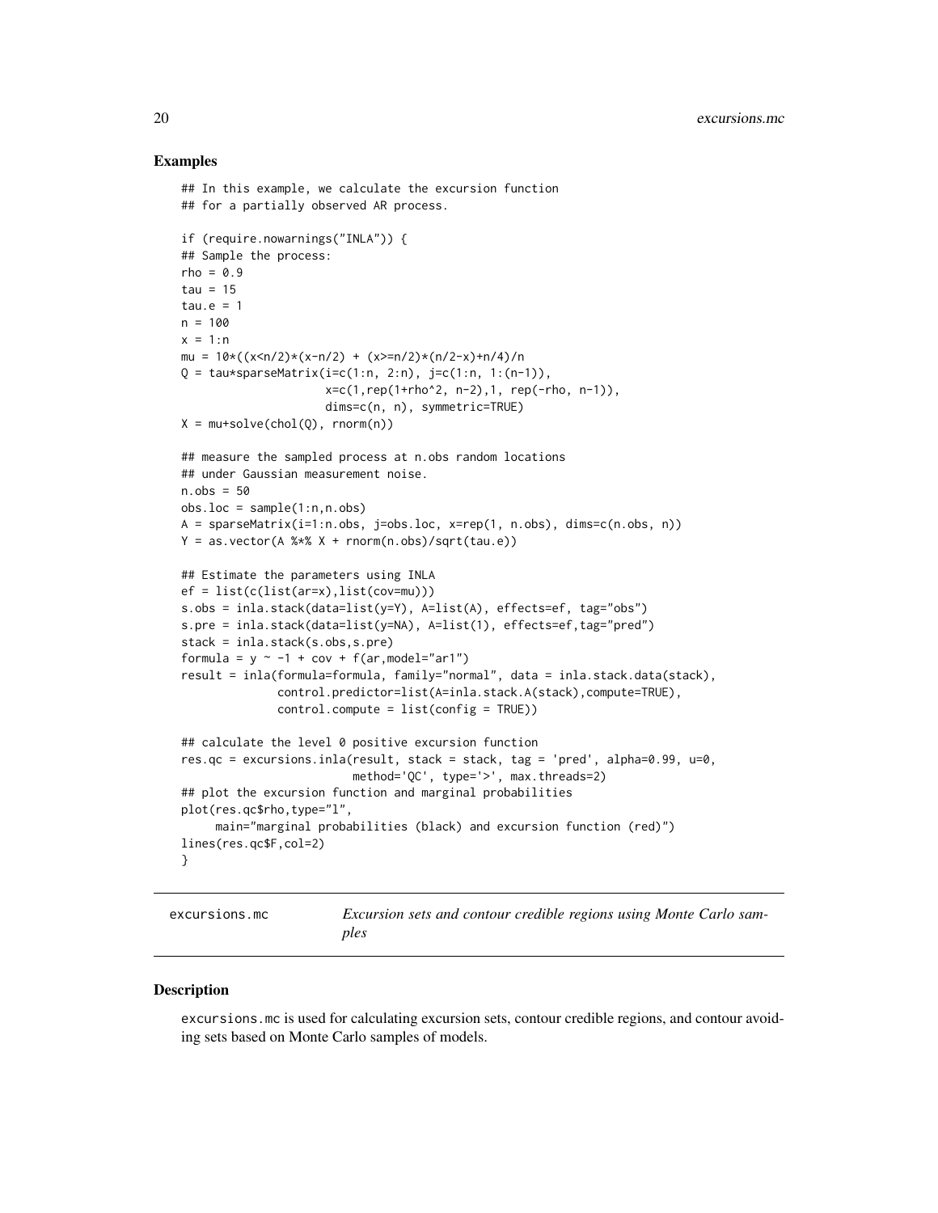### Examples

```
## In this example, we calculate the excursion function
## for a partially observed AR process.

if (require.nowarnings("INLA")) {
## Sample the process:
rho = 0.9
tau = 15
tau.e = 1
n = 100
x = 1:n
mu = 10*((x<n/2)*(x-n/2) + (x>=n/2)*(n/2-x)+n/4)/n
Q = tau*sparseMatrix(i=c(1:n, 2:n), j=c(1:n, 1:(n-1)),
                     x=c(1,rep(1+rho^2, n-2),1, rep(-rho, n-1)),
                     dims=c(n, n), symmetric=TRUE)
X = mu+solve(chol(Q), rnorm(n))

## measure the sampled process at n.obs random locations
## under Gaussian measurement noise.
n.obs = 50
obs.loc = sample(1:n,n.obs)
A = sparseMatrix(i=1:n.obs, j=obs.loc, x=rep(1, n.obs), dims=c(n.obs, n))
Y = as.vector(A %*% X + rnorm(n.obs)/sqrt(tau.e))

## Estimate the parameters using INLA
ef = list(c(list(ar=x),list(cov=mu)))
s.obs = inla.stack(data=list(y=Y), A=list(A), effects=ef, tag="obs")
s.pre = inla.stack(data=list(y=NA), A=list(1), effects=ef,tag="pred")
stack = inla.stack(s.obs,s.pre)
formula = y ~ -1 + cov + f(ar,model="ar1")
result = inla(formula=formula, family="normal", data = inla.stack.data(stack),
              control.predictor=list(A=inla.stack.A(stack),compute=TRUE),
              control.compute = list(config = TRUE))

## calculate the level 0 positive excursion function
res.qc = excursions.inla(result, stack = stack, tag = 'pred', alpha=0.99, u=0,
                         method='QC', type='>', max.threads=2)
## plot the excursion function and marginal probabilities
plot(res.qc$rho,type="l",
     main="marginal probabilities (black) and excursion function (red)")
lines(res.qc$F,col=2)
}
```

---

excursions.mc — *Excursion sets and contour credible regions using Monte Carlo samples*

---

### Description

excursions.mc is used for calculating excursion sets, contour credible regions, and contour avoiding sets based on Monte Carlo samples of models.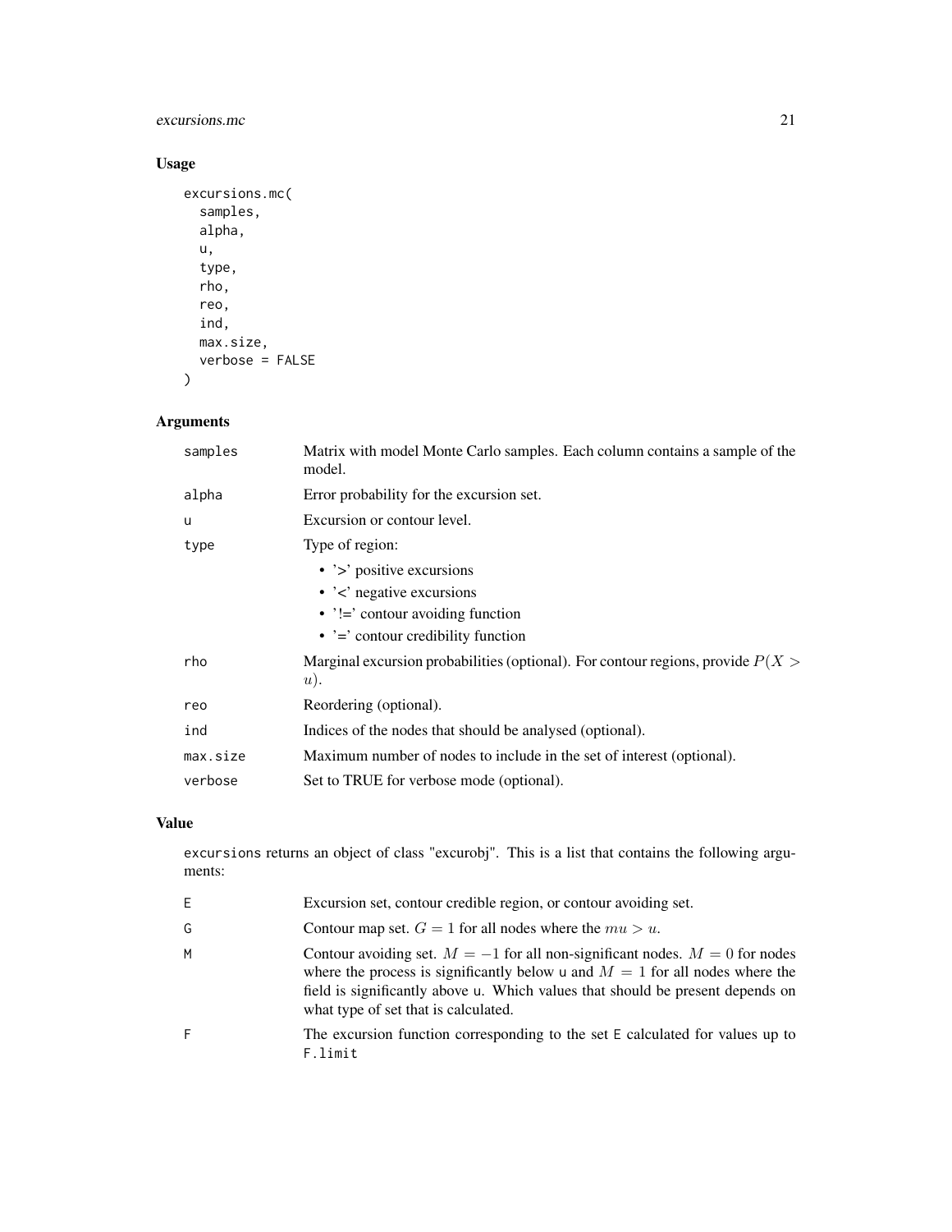## Usage

```
excursions.mc(
  samples,
  alpha,
  u,
  type,
  rho,
  reo,
  ind,
  max.size,
  verbose = FALSE
)
```

## Arguments

| | |
|---|---|
| samples | Matrix with model Monte Carlo samples. Each column contains a sample of the model. |
| alpha | Error probability for the excursion set. |
| u | Excursion or contour level. |
| type | Type of region:<br>• '>' positive excursions<br>• '<' negative excursions<br>• '!=' contour avoiding function<br>• '=' contour credibility function |
| rho | Marginal excursion probabilities (optional). For contour regions, provide $P(X > u)$. |
| reo | Reordering (optional). |
| ind | Indices of the nodes that should be analysed (optional). |
| max.size | Maximum number of nodes to include in the set of interest (optional). |
| verbose | Set to TRUE for verbose mode (optional). |

## Value

excursions returns an object of class "excurobj". This is a list that contains the following arguments:

| | |
|---|---|
| E | Excursion set, contour credible region, or contour avoiding set. |
| G | Contour map set. $G = 1$ for all nodes where the $mu > u$. |
| M | Contour avoiding set. $M = -1$ for all non-significant nodes. $M = 0$ for nodes where the process is significantly below u and $M = 1$ for all nodes where the field is significantly above u. Which values that should be present depends on what type of set that is calculated. |
| F | The excursion function corresponding to the set E calculated for values up to F.limit |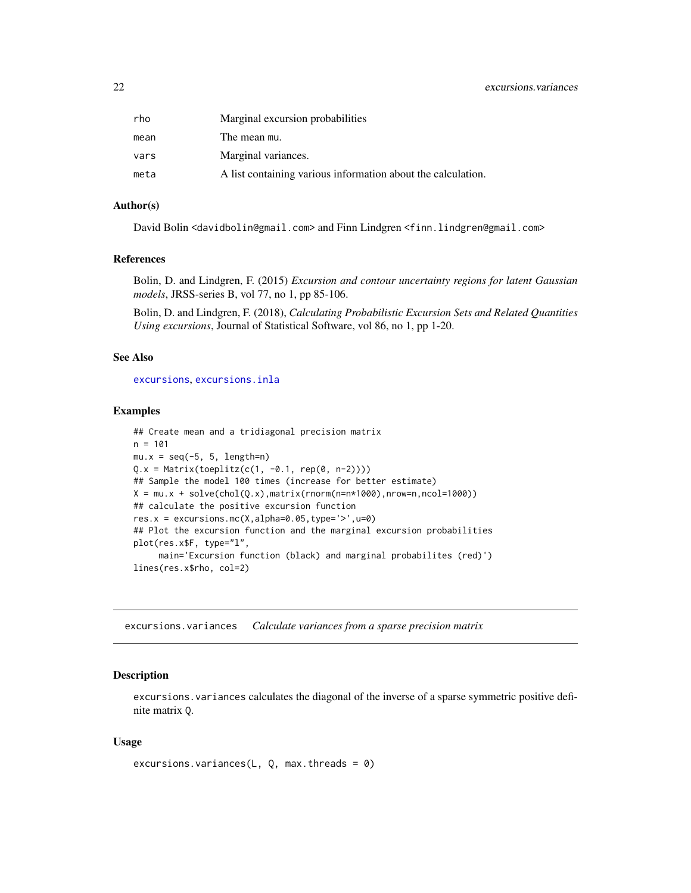| | |
|---|---|
| rho | Marginal excursion probabilities |
| mean | The mean mu. |
| vars | Marginal variances. |
| meta | A list containing various information about the calculation. |

### Author(s)

David Bolin <davidbolin@gmail.com> and Finn Lindgren <finn.lindgren@gmail.com>

### References

Bolin, D. and Lindgren, F. (2015) *Excursion and contour uncertainty regions for latent Gaussian models*, JRSS-series B, vol 77, no 1, pp 85-106.

Bolin, D. and Lindgren, F. (2018), *Calculating Probabilistic Excursion Sets and Related Quantities Using excursions*, Journal of Statistical Software, vol 86, no 1, pp 1-20.

### See Also

excursions, excursions.inla

### Examples

```
## Create mean and a tridiagonal precision matrix
n = 101
mu.x = seq(-5, 5, length=n)
Q.x = Matrix(toeplitz(c(1, -0.1, rep(0, n-2))))
## Sample the model 100 times (increase for better estimate)
X = mu.x + solve(chol(Q.x),matrix(rnorm(n=n*1000),nrow=n,ncol=1000))
## calculate the positive excursion function
res.x = excursions.mc(X,alpha=0.05,type='>',u=0)
## Plot the excursion function and the marginal excursion probabilities
plot(res.x$F, type="l",
     main='Excursion function (black) and marginal probabilites (red)')
lines(res.x$rho, col=2)
```

---

## excursions.variances    *Calculate variances from a sparse precision matrix*

### Description

excursions.variances calculates the diagonal of the inverse of a sparse symmetric positive definite matrix Q.

### Usage

```
excursions.variances(L, Q, max.threads = 0)
```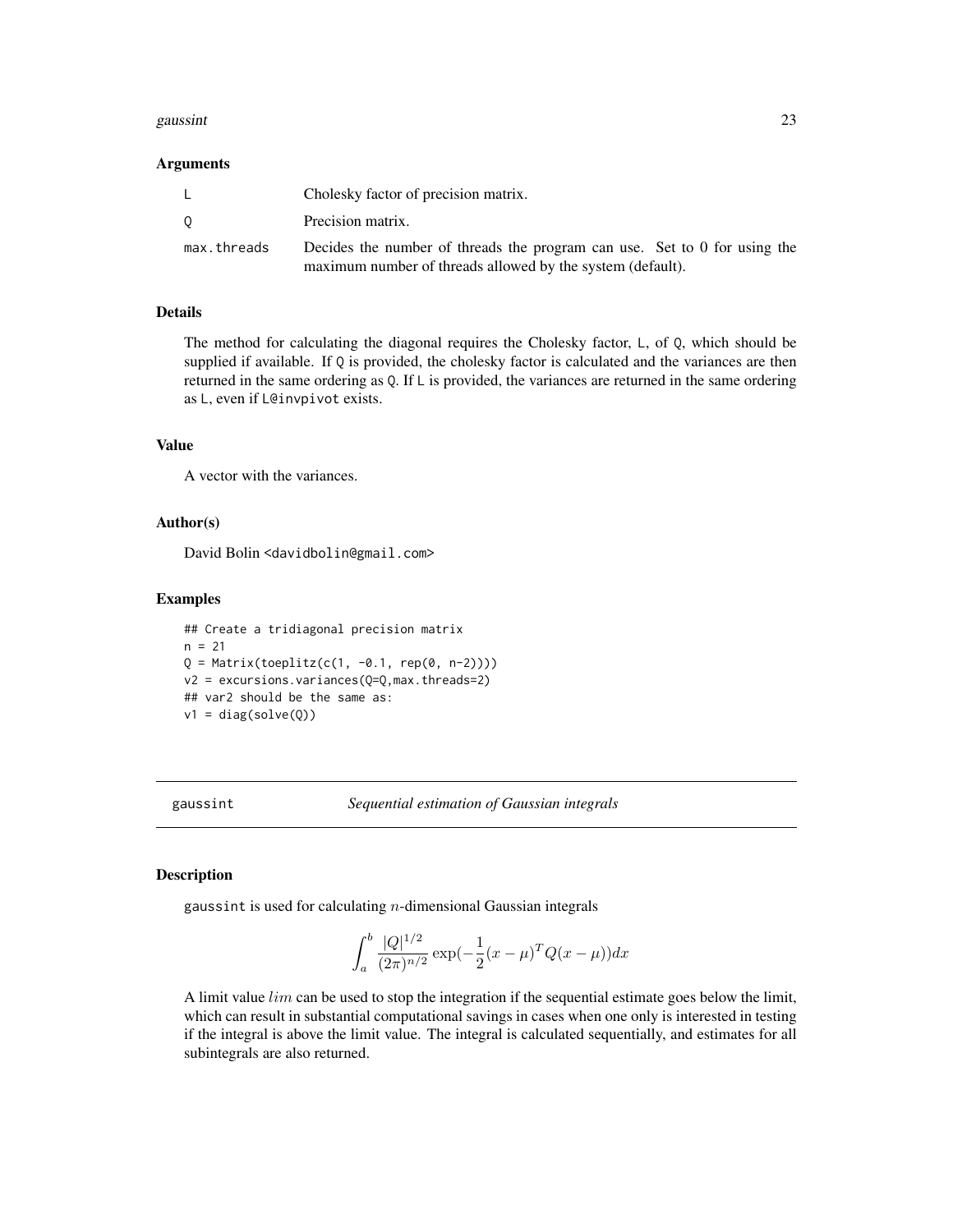### Arguments

| | |
|---|---|
| L | Cholesky factor of precision matrix. |
| Q | Precision matrix. |
| max.threads | Decides the number of threads the program can use. Set to 0 for using the maximum number of threads allowed by the system (default). |

### Details

The method for calculating the diagonal requires the Cholesky factor, L, of Q, which should be supplied if available. If Q is provided, the cholesky factor is calculated and the variances are then returned in the same ordering as Q. If L is provided, the variances are returned in the same ordering as L, even if L@invpivot exists.

### Value

A vector with the variances.

### Author(s)

David Bolin <davidbolin@gmail.com>

### Examples

```
## Create a tridiagonal precision matrix
n = 21
Q = Matrix(toeplitz(c(1, -0.1, rep(0, n-2))))
v2 = excursions.variances(Q=Q,max.threads=2)
## var2 should be the same as:
v1 = diag(solve(Q))
```

---

## gaussint *Sequential estimation of Gaussian integrals*

---

### Description

gaussint is used for calculating $n$-dimensional Gaussian integrals

$$\int_a^b \frac{|Q|^{1/2}}{(2\pi)^{n/2}} \exp(-\frac{1}{2}(x-\mu)^T Q(x-\mu))dx$$

A limit value $lim$ can be used to stop the integration if the sequential estimate goes below the limit, which can result in substantial computational savings in cases when one only is interested in testing if the integral is above the limit value. The integral is calculated sequentially, and estimates for all subintegrals are also returned.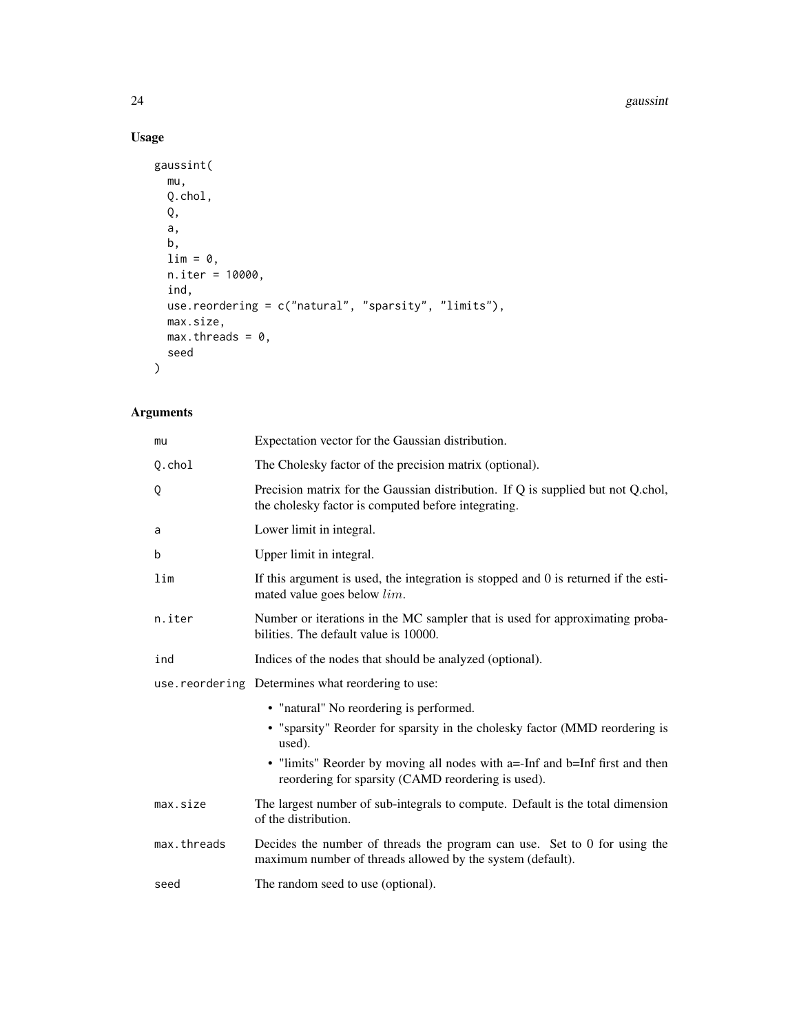## Usage

```
gaussint(
  mu,
  Q.chol,
  Q,
  a,
  b,
  lim = 0,
  n.iter = 10000,
  ind,
  use.reordering = c("natural", "sparsity", "limits"),
  max.size,
  max.threads = 0,
  seed
)
```

## Arguments

| Argument | Description |
|---|---|
| mu | Expectation vector for the Gaussian distribution. |
| Q.chol | The Cholesky factor of the precision matrix (optional). |
| Q | Precision matrix for the Gaussian distribution. If Q is supplied but not Q.chol, the cholesky factor is computed before integrating. |
| a | Lower limit in integral. |
| b | Upper limit in integral. |
| lim | If this argument is used, the integration is stopped and 0 is returned if the estimated value goes below $lim$. |
| n.iter | Number or iterations in the MC sampler that is used for approximating probabilities. The default value is 10000. |
| ind | Indices of the nodes that should be analyzed (optional). |
| use.reordering | Determines what reordering to use: <br>• "natural" No reordering is performed. <br>• "sparsity" Reorder for sparsity in the cholesky factor (MMD reordering is used). <br>• "limits" Reorder by moving all nodes with a=-Inf and b=Inf first and then reordering for sparsity (CAMD reordering is used). |
| max.size | The largest number of sub-integrals to compute. Default is the total dimension of the distribution. |
| max.threads | Decides the number of threads the program can use. Set to 0 for using the maximum number of threads allowed by the system (default). |
| seed | The random seed to use (optional). |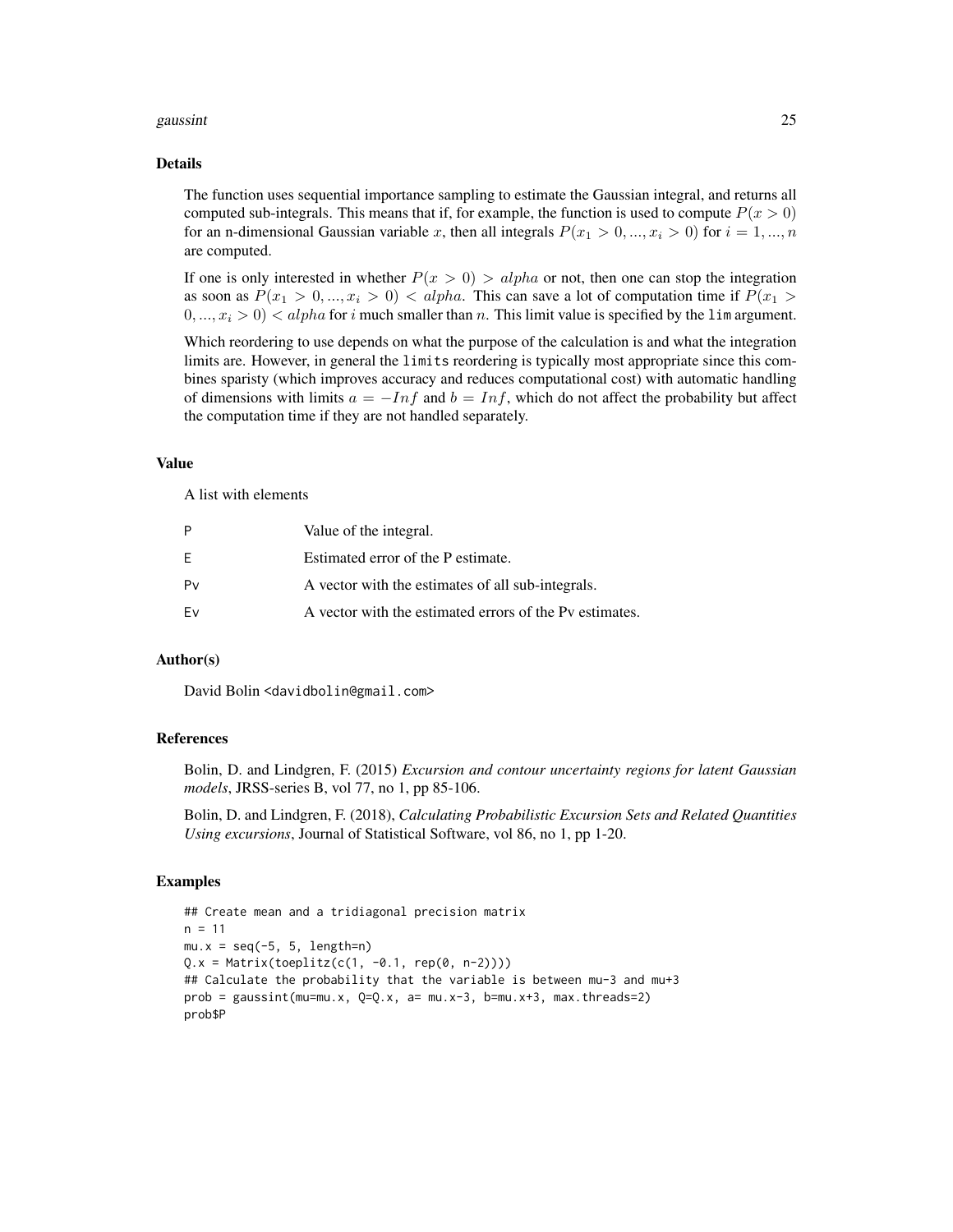### Details

The function uses sequential importance sampling to estimate the Gaussian integral, and returns all computed sub-integrals. This means that if, for example, the function is used to compute $P(x > 0)$ for an n-dimensional Gaussian variable $x$, then all integrals $P(x_1 > 0, ..., x_i > 0)$ for $i = 1, ..., n$ are computed.

If one is only interested in whether $P(x > 0) > alpha$ or not, then one can stop the integration as soon as $P(x_1 > 0, ..., x_i > 0) < alpha$. This can save a lot of computation time if $P(x_1 > 0, ..., x_i > 0) < alpha$ for $i$ much smaller than $n$. This limit value is specified by the `lim` argument.

Which reordering to use depends on what the purpose of the calculation is and what the integration limits are. However, in general the `limits` reordering is typically most appropriate since this combines sparisty (which improves accuracy and reduces computational cost) with automatic handling of dimensions with limits $a = -Inf$ and $b = Inf$, which do not affect the probability but affect the computation time if they are not handled separately.

### Value

A list with elements

| | |
|---|---|
| P | Value of the integral. |
| E | Estimated error of the P estimate. |
| Pv | A vector with the estimates of all sub-integrals. |
| Ev | A vector with the estimated errors of the Pv estimates. |

### Author(s)

David Bolin <davidbolin@gmail.com>

### References

Bolin, D. and Lindgren, F. (2015) *Excursion and contour uncertainty regions for latent Gaussian models*, JRSS-series B, vol 77, no 1, pp 85-106.

Bolin, D. and Lindgren, F. (2018), *Calculating Probabilistic Excursion Sets and Related Quantities Using excursions*, Journal of Statistical Software, vol 86, no 1, pp 1-20.

### Examples

```
## Create mean and a tridiagonal precision matrix
n = 11
mu.x = seq(-5, 5, length=n)
Q.x = Matrix(toeplitz(c(1, -0.1, rep(0, n-2))))
## Calculate the probability that the variable is between mu-3 and mu+3
prob = gaussint(mu=mu.x, Q=Q.x, a= mu.x-3, b=mu.x+3, max.threads=2)
prob$P
```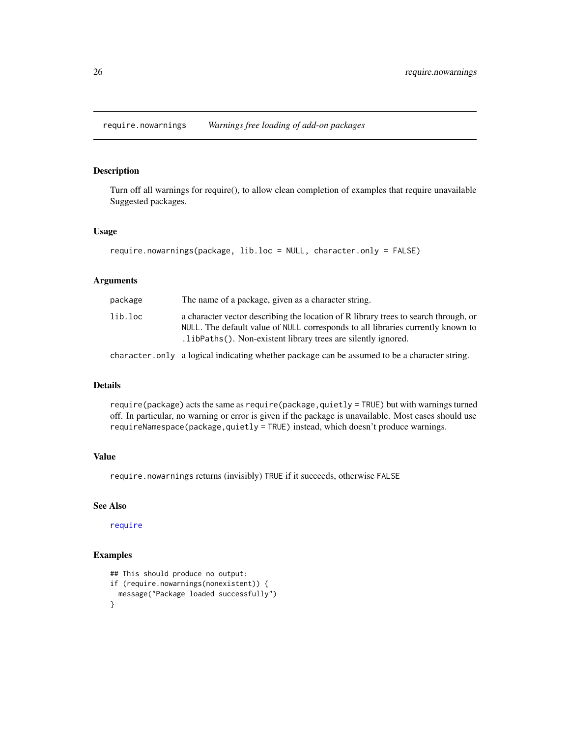## require.nowarnings — *Warnings free loading of add-on packages*

### Description

Turn off all warnings for require(), to allow clean completion of examples that require unavailable Suggested packages.

### Usage

```
require.nowarnings(package, lib.loc = NULL, character.only = FALSE)
```

### Arguments

| | |
|---|---|
| `package` | The name of a package, given as a character string. |
| `lib.loc` | a character vector describing the location of R library trees to search through, or `NULL`. The default value of `NULL` corresponds to all libraries currently known to `.libPaths()`. Non-existent library trees are silently ignored. |
| `character.only` | a logical indicating whether `package` can be assumed to be a character string. |

### Details

`require(package)` acts the same as `require(package, quietly = TRUE)` but with warnings turned off. In particular, no warning or error is given if the package is unavailable. Most cases should use `requireNamespace(package, quietly = TRUE)` instead, which doesn't produce warnings.

### Value

`require.nowarnings` returns (invisibly) `TRUE` if it succeeds, otherwise `FALSE`

### See Also

`require`

### Examples

```
## This should produce no output:
if (require.nowarnings(nonexistent)) {
  message("Package loaded successfully")
}
```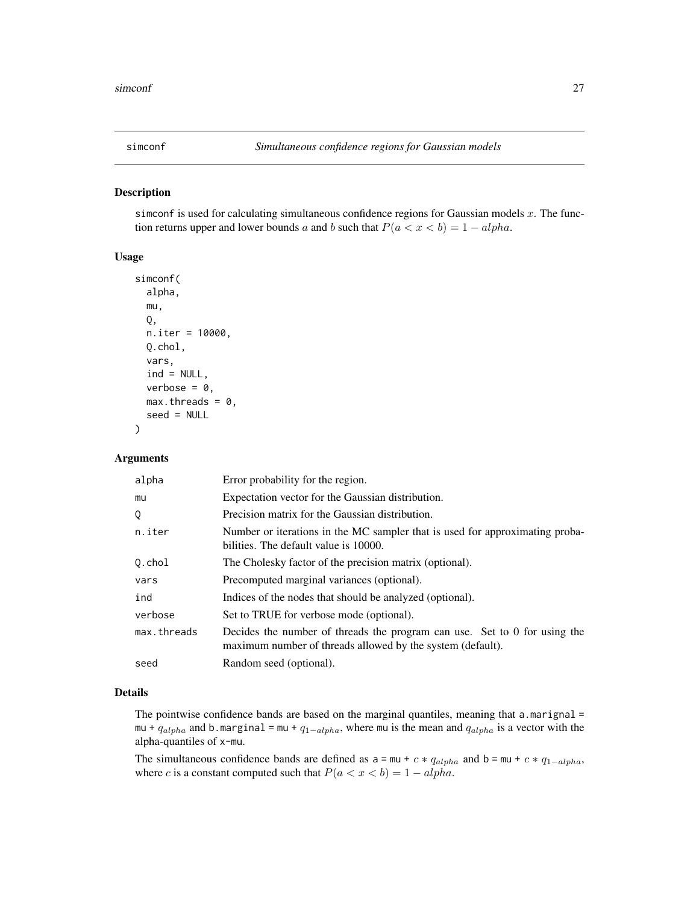# simconf — *Simultaneous confidence regions for Gaussian models*

## Description

simconf is used for calculating simultaneous confidence regions for Gaussian models $x$. The function returns upper and lower bounds $a$ and $b$ such that $P(a < x < b) = 1 - alpha$.

## Usage

```
simconf(
  alpha,
  mu,
  Q,
  n.iter = 10000,
  Q.chol,
  vars,
  ind = NULL,
  verbose = 0,
  max.threads = 0,
  seed = NULL
)
```

## Arguments

| | |
|---|---|
| alpha | Error probability for the region. |
| mu | Expectation vector for the Gaussian distribution. |
| Q | Precision matrix for the Gaussian distribution. |
| n.iter | Number or iterations in the MC sampler that is used for approximating probabilities. The default value is 10000. |
| Q.chol | The Cholesky factor of the precision matrix (optional). |
| vars | Precomputed marginal variances (optional). |
| ind | Indices of the nodes that should be analyzed (optional). |
| verbose | Set to TRUE for verbose mode (optional). |
| max.threads | Decides the number of threads the program can use. Set to 0 for using the maximum number of threads allowed by the system (default). |
| seed | Random seed (optional). |

## Details

The pointwise confidence bands are based on the marginal quantiles, meaning that a.marignal = mu + $q_{alpha}$ and b.marginal = mu + $q_{1-alpha}$, where mu is the mean and $q_{alpha}$ is a vector with the alpha-quantiles of x-mu.

The simultaneous confidence bands are defined as a = mu + $c * q_{alpha}$ and b = mu + $c * q_{1-alpha}$, where $c$ is a constant computed such that $P(a < x < b) = 1 - alpha$.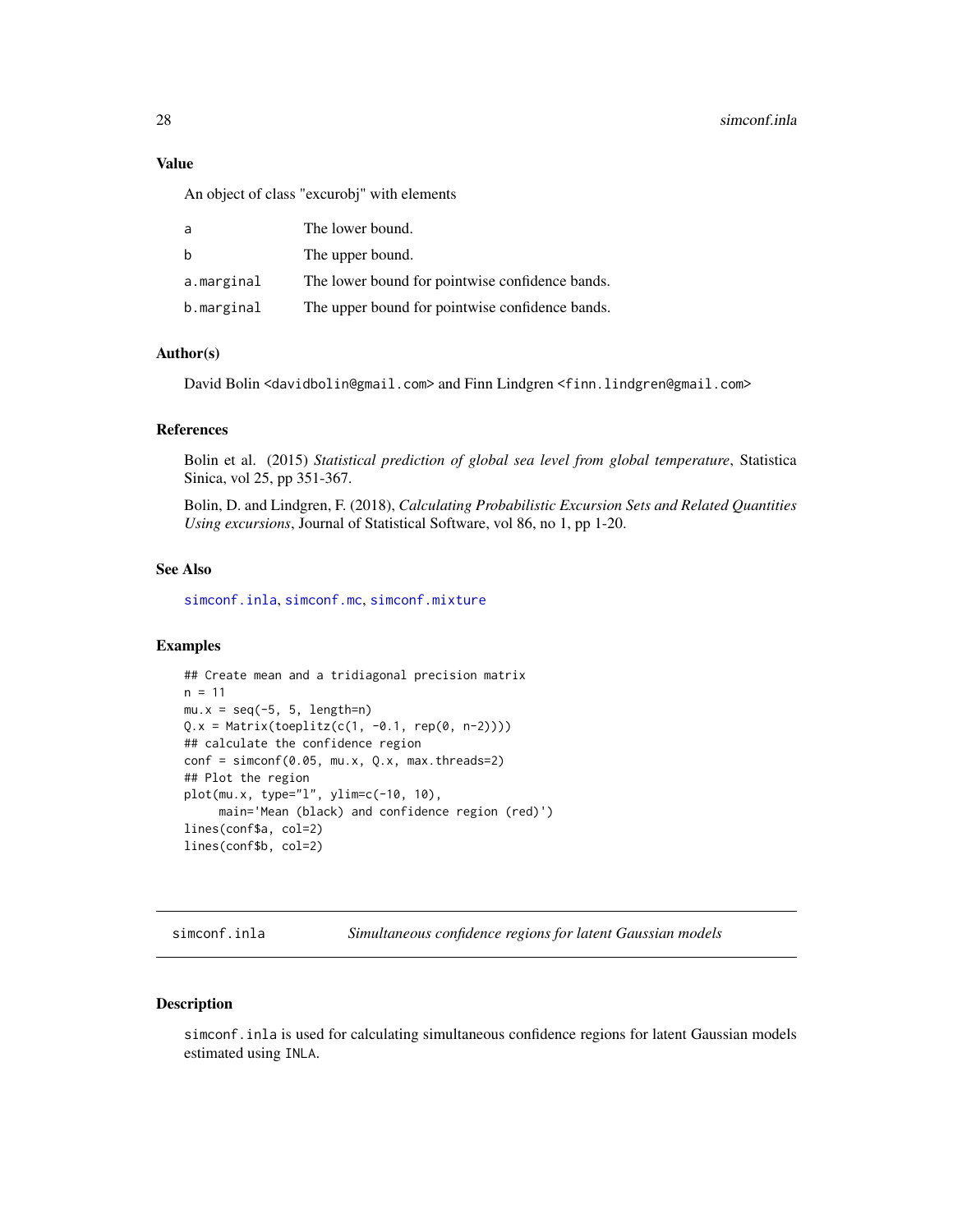## Value

An object of class "excurobj" with elements

| | |
|---|---|
| a | The lower bound. |
| b | The upper bound. |
| a.marginal | The lower bound for pointwise confidence bands. |
| b.marginal | The upper bound for pointwise confidence bands. |

## Author(s)

David Bolin <davidbolin@gmail.com> and Finn Lindgren <finn.lindgren@gmail.com>

## References

Bolin et al. (2015) *Statistical prediction of global sea level from global temperature*, Statistica Sinica, vol 25, pp 351-367.

Bolin, D. and Lindgren, F. (2018), *Calculating Probabilistic Excursion Sets and Related Quantities Using excursions*, Journal of Statistical Software, vol 86, no 1, pp 1-20.

## See Also

simconf.inla, simconf.mc, simconf.mixture

## Examples

```
## Create mean and a tridiagonal precision matrix
n = 11
mu.x = seq(-5, 5, length=n)
Q.x = Matrix(toeplitz(c(1, -0.1, rep(0, n-2))))
## calculate the confidence region
conf = simconf(0.05, mu.x, Q.x, max.threads=2)
## Plot the region
plot(mu.x, type="l", ylim=c(-10, 10),
     main='Mean (black) and confidence region (red)')
lines(conf$a, col=2)
lines(conf$b, col=2)
```

---

# simconf.inla — *Simultaneous confidence regions for latent Gaussian models*

## Description

simconf.inla is used for calculating simultaneous confidence regions for latent Gaussian models estimated using INLA.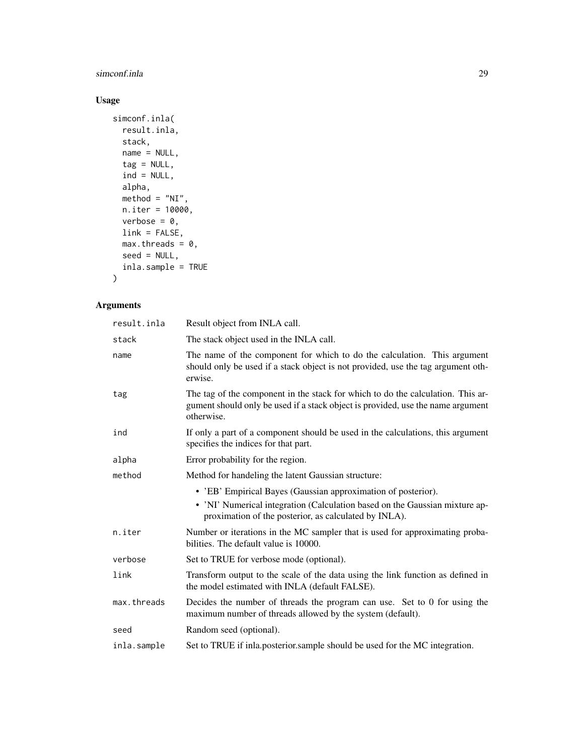## Usage

```
simconf.inla(
  result.inla,
  stack,
  name = NULL,
  tag = NULL,
  ind = NULL,
  alpha,
  method = "NI",
  n.iter = 10000,
  verbose = 0,
  link = FALSE,
  max.threads = 0,
  seed = NULL,
  inla.sample = TRUE
)
```

## Arguments

| | |
|---|---|
| result.inla | Result object from INLA call. |
| stack | The stack object used in the INLA call. |
| name | The name of the component for which to do the calculation. This argument should only be used if a stack object is not provided, use the tag argument otherwise. |
| tag | The tag of the component in the stack for which to do the calculation. This argument should only be used if a stack object is provided, use the name argument otherwise. |
| ind | If only a part of a component should be used in the calculations, this argument specifies the indices for that part. |
| alpha | Error probability for the region. |
| method | Method for handeling the latent Gaussian structure: <br>• 'EB' Empirical Bayes (Gaussian approximation of posterior). <br>• 'NI' Numerical integration (Calculation based on the Gaussian mixture approximation of the posterior, as calculated by INLA). |
| n.iter | Number or iterations in the MC sampler that is used for approximating probabilities. The default value is 10000. |
| verbose | Set to TRUE for verbose mode (optional). |
| link | Transform output to the scale of the data using the link function as defined in the model estimated with INLA (default FALSE). |
| max.threads | Decides the number of threads the program can use. Set to 0 for using the maximum number of threads allowed by the system (default). |
| seed | Random seed (optional). |
| inla.sample | Set to TRUE if inla.posterior.sample should be used for the MC integration. |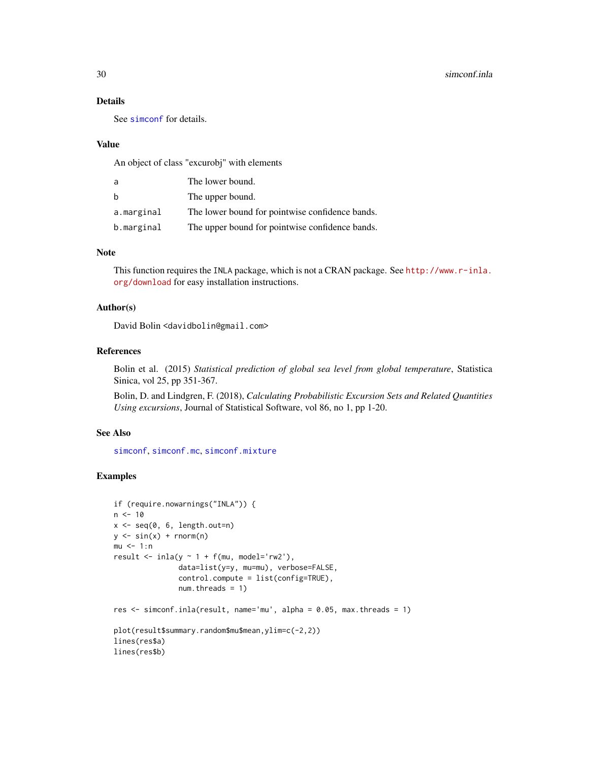## Details

See simconf for details.

## Value

An object of class "excurobj" with elements

| | |
|---|---|
| a | The lower bound. |
| b | The upper bound. |
| a.marginal | The lower bound for pointwise confidence bands. |
| b.marginal | The upper bound for pointwise confidence bands. |

## Note

This function requires the INLA package, which is not a CRAN package. See http://www.r-inla.org/download for easy installation instructions.

## Author(s)

David Bolin <davidbolin@gmail.com>

## References

Bolin et al. (2015) *Statistical prediction of global sea level from global temperature*, Statistica Sinica, vol 25, pp 351-367.

Bolin, D. and Lindgren, F. (2018), *Calculating Probabilistic Excursion Sets and Related Quantities Using excursions*, Journal of Statistical Software, vol 86, no 1, pp 1-20.

## See Also

simconf, simconf.mc, simconf.mixture

## Examples

```
if (require.nowarnings("INLA")) {
n <- 10
x <- seq(0, 6, length.out=n)
y <- sin(x) + rnorm(n)
mu <- 1:n
result <- inla(y ~ 1 + f(mu, model='rw2'),
               data=list(y=y, mu=mu), verbose=FALSE,
               control.compute = list(config=TRUE),
               num.threads = 1)

res <- simconf.inla(result, name='mu', alpha = 0.05, max.threads = 1)

plot(result$summary.random$mu$mean,ylim=c(-2,2))
lines(res$a)
lines(res$b)
```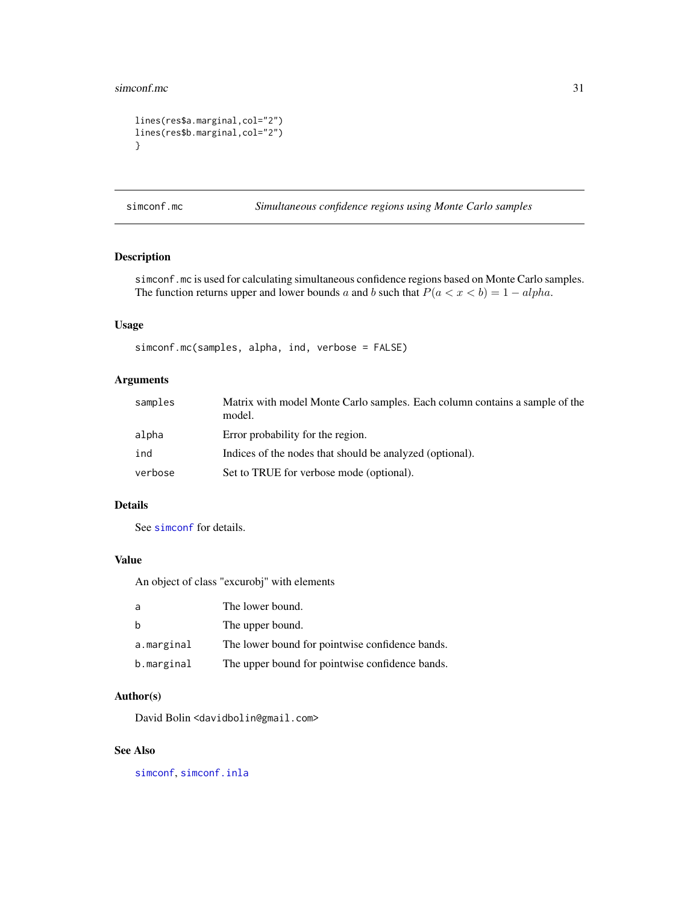```
lines(res$a.marginal,col="2")
lines(res$b.marginal,col="2")
}
```

## simconf.mc *Simultaneous confidence regions using Monte Carlo samples*

### Description

simconf.mc is used for calculating simultaneous confidence regions based on Monte Carlo samples. The function returns upper and lower bounds $a$ and $b$ such that $P(a < x < b) = 1 - alpha$.

### Usage

```
simconf.mc(samples, alpha, ind, verbose = FALSE)
```

### Arguments

| | |
|---|---|
| samples | Matrix with model Monte Carlo samples. Each column contains a sample of the model. |
| alpha | Error probability for the region. |
| ind | Indices of the nodes that should be analyzed (optional). |
| verbose | Set to TRUE for verbose mode (optional). |

### Details

See simconf for details.

### Value

An object of class "excurobj" with elements

| | |
|---|---|
| a | The lower bound. |
| b | The upper bound. |
| a.marginal | The lower bound for pointwise confidence bands. |
| b.marginal | The upper bound for pointwise confidence bands. |

### Author(s)

David Bolin <davidbolin@gmail.com>

### See Also

simconf, simconf.inla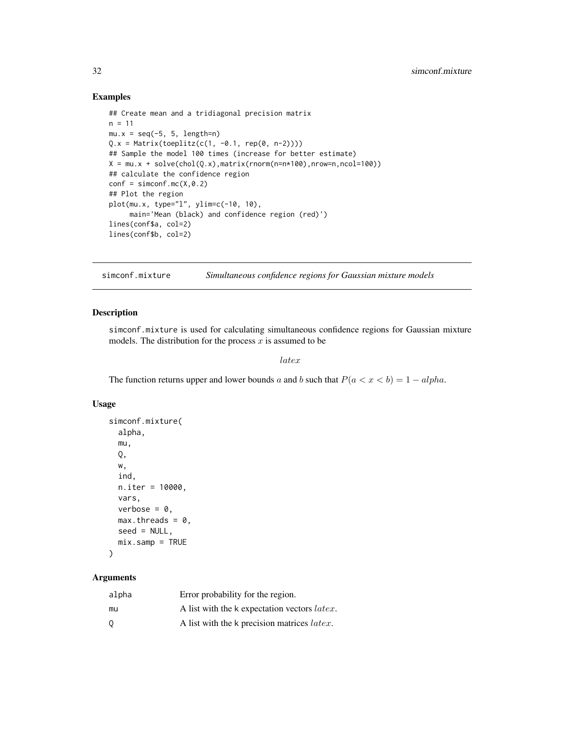## Examples

```
## Create mean and a tridiagonal precision matrix
n = 11
mu.x = seq(-5, 5, length=n)
Q.x = Matrix(toeplitz(c(1, -0.1, rep(0, n-2))))
## Sample the model 100 times (increase for better estimate)
X = mu.x + solve(chol(Q.x),matrix(rnorm(n=n*100),nrow=n,ncol=100))
## calculate the confidence region
conf = simconf.mc(X,0.2)
## Plot the region
plot(mu.x, type="l", ylim=c(-10, 10),
     main='Mean (black) and confidence region (red)')
lines(conf$a, col=2)
lines(conf$b, col=2)
```

---

`simconf.mixture` *Simultaneous confidence regions for Gaussian mixture models*

---

## Description

simconf.mixture is used for calculating simultaneous confidence regions for Gaussian mixture models. The distribution for the process $x$ is assumed to be

$$latex$$

The function returns upper and lower bounds $a$ and $b$ such that $P(a < x < b) = 1 - alpha$.

## Usage

```
simconf.mixture(
  alpha,
  mu,
  Q,
  w,
  ind,
  n.iter = 10000,
  vars,
  verbose = 0,
  max.threads = 0,
  seed = NULL,
  mix.samp = TRUE
)
```

## Arguments

| | |
|---|---|
| alpha | Error probability for the region. |
| mu | A list with the k expectation vectors $latex$. |
| Q | A list with the k precision matrices $latex$. |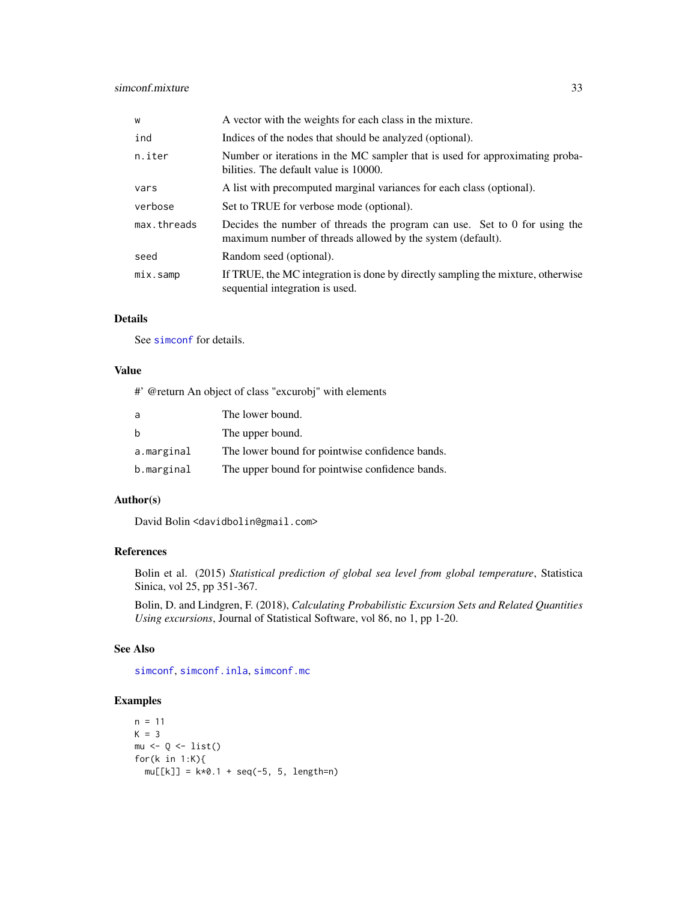| | |
|---|---|
| w | A vector with the weights for each class in the mixture. |
| ind | Indices of the nodes that should be analyzed (optional). |
| n.iter | Number or iterations in the MC sampler that is used for approximating probabilities. The default value is 10000. |
| vars | A list with precomputed marginal variances for each class (optional). |
| verbose | Set to TRUE for verbose mode (optional). |
| max.threads | Decides the number of threads the program can use. Set to 0 for using the maximum number of threads allowed by the system (default). |
| seed | Random seed (optional). |
| mix.samp | If TRUE, the MC integration is done by directly sampling the mixture, otherwise sequential integration is used. |

### Details

See simconf for details.

### Value

#' @return An object of class "excurobj" with elements

| | |
|---|---|
| a | The lower bound. |
| b | The upper bound. |
| a.marginal | The lower bound for pointwise confidence bands. |
| b.marginal | The upper bound for pointwise confidence bands. |

### Author(s)

David Bolin <davidbolin@gmail.com>

### References

Bolin et al. (2015) *Statistical prediction of global sea level from global temperature*, Statistica Sinica, vol 25, pp 351-367.

Bolin, D. and Lindgren, F. (2018), *Calculating Probabilistic Excursion Sets and Related Quantities Using excursions*, Journal of Statistical Software, vol 86, no 1, pp 1-20.

### See Also

simconf, simconf.inla, simconf.mc

### Examples

```
n = 11
K = 3
mu <- Q <- list()
for(k in 1:K){
  mu[[k]] = k*0.1 + seq(-5, 5, length=n)
```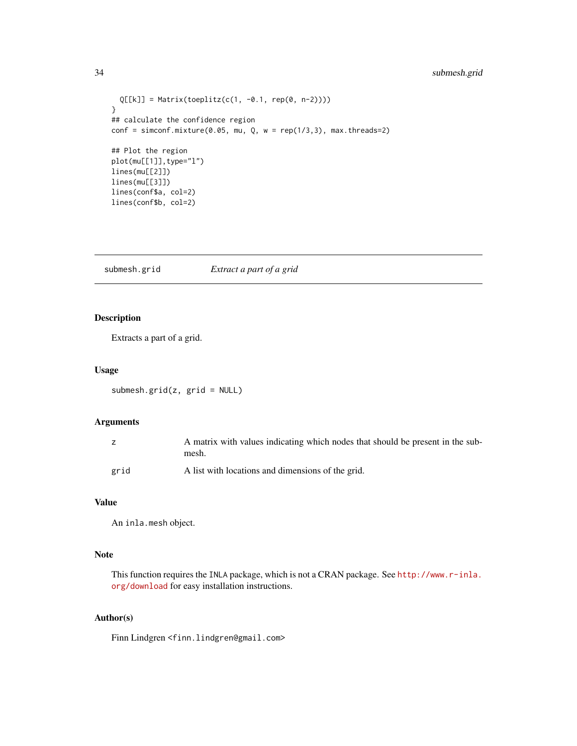```
  Q[[k]] = Matrix(toeplitz(c(1, -0.1, rep(0, n-2))))
}
## calculate the confidence region
conf = simconf.mixture(0.05, mu, Q, w = rep(1/3,3), max.threads=2)

## Plot the region
plot(mu[[1]],type="l")
lines(mu[[2]])
lines(mu[[3]])
lines(conf$a, col=2)
lines(conf$b, col=2)
```

## submesh.grid — *Extract a part of a grid*

### Description

Extracts a part of a grid.

### Usage

```
submesh.grid(z, grid = NULL)
```

### Arguments

| | |
|---|---|
| z | A matrix with values indicating which nodes that should be present in the submesh. |
| grid | A list with locations and dimensions of the grid. |

### Value

An `inla.mesh` object.

### Note

This function requires the `INLA` package, which is not a CRAN package. See http://www.r-inla.org/download for easy installation instructions.

### Author(s)

Finn Lindgren <finn.lindgren@gmail.com>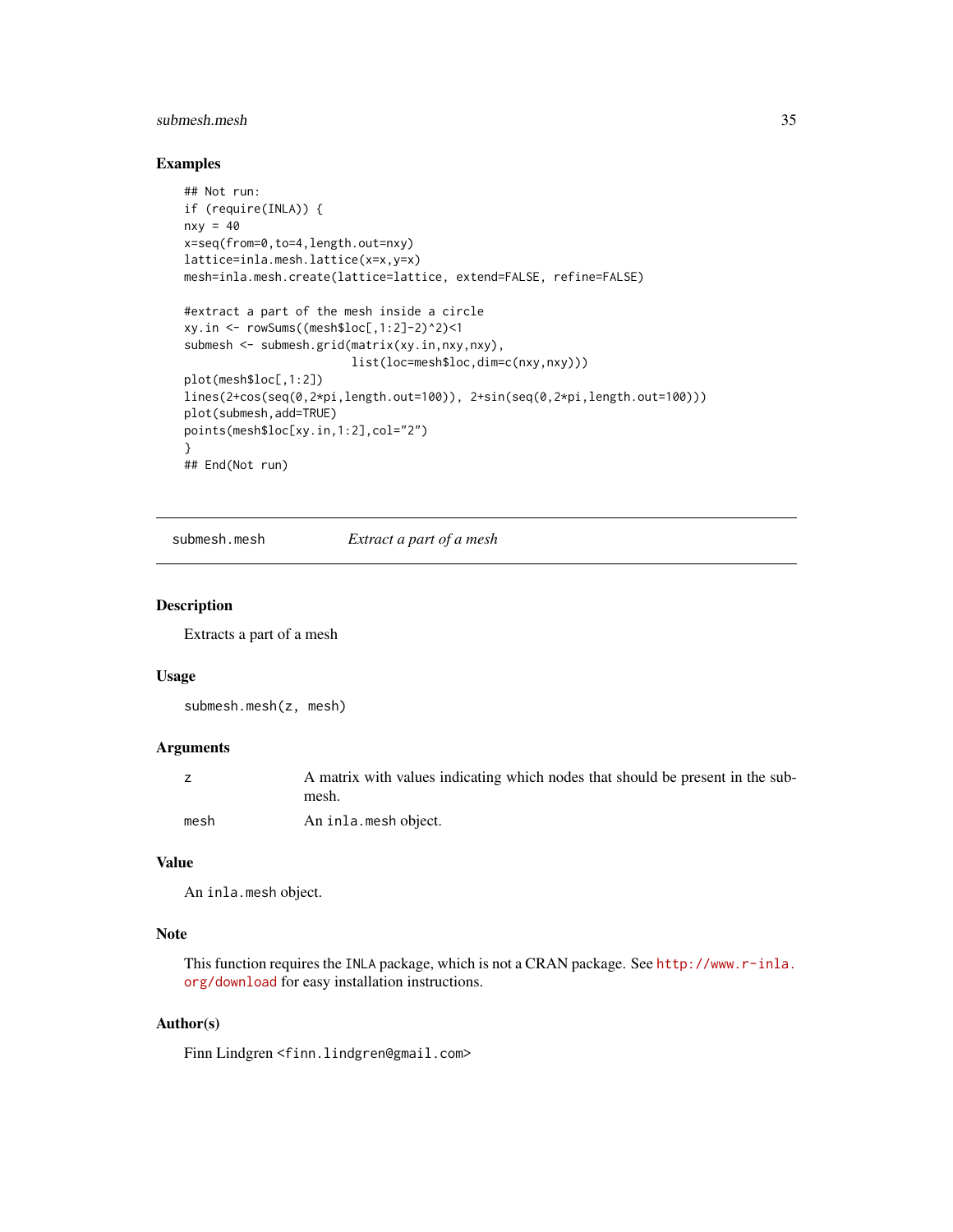### Examples

```
## Not run:
if (require(INLA)) {
nxy = 40
x=seq(from=0,to=4,length.out=nxy)
lattice=inla.mesh.lattice(x=x,y=x)
mesh=inla.mesh.create(lattice=lattice, extend=FALSE, refine=FALSE)

#extract a part of the mesh inside a circle
xy.in <- rowSums((mesh$loc[,1:2]-2)^2)<1
submesh <- submesh.grid(matrix(xy.in,nxy,nxy),
                        list(loc=mesh$loc,dim=c(nxy,nxy)))
plot(mesh$loc[,1:2])
lines(2+cos(seq(0,2*pi,length.out=100)), 2+sin(seq(0,2*pi,length.out=100)))
plot(submesh,add=TRUE)
points(mesh$loc[xy.in,1:2],col="2")
}
## End(Not run)
```

---

## submesh.mesh — *Extract a part of a mesh*

---

### Description

Extracts a part of a mesh

### Usage

```
submesh.mesh(z, mesh)
```

### Arguments

| | |
|---|---|
| z | A matrix with values indicating which nodes that should be present in the submesh. |
| mesh | An `inla.mesh` object. |

### Value

An `inla.mesh` object.

### Note

This function requires the INLA package, which is not a CRAN package. See http://www.r-inla.org/download for easy installation instructions.

### Author(s)

Finn Lindgren <finn.lindgren@gmail.com>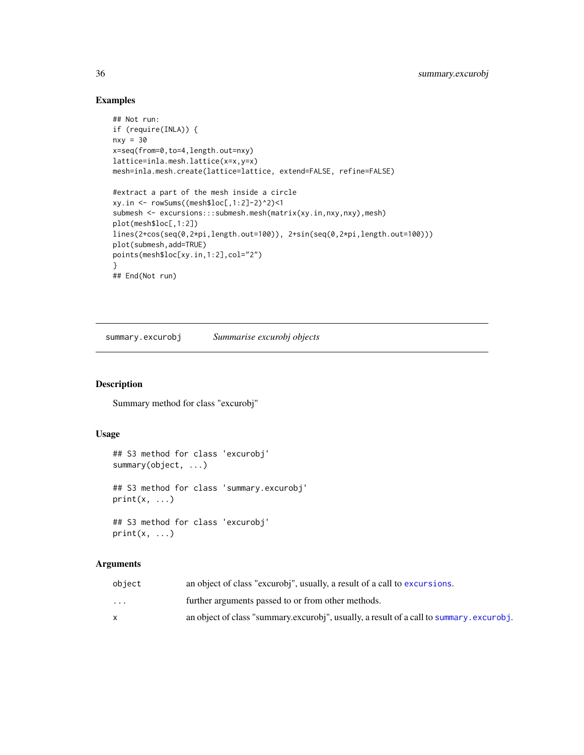### Examples

```
## Not run:
if (require(INLA)) {
nxy = 30
x=seq(from=0,to=4,length.out=nxy)
lattice=inla.mesh.lattice(x=x,y=x)
mesh=inla.mesh.create(lattice=lattice, extend=FALSE, refine=FALSE)

#extract a part of the mesh inside a circle
xy.in <- rowSums((mesh$loc[,1:2]-2)^2)<1
submesh <- excursions:::submesh.mesh(matrix(xy.in,nxy,nxy),mesh)
plot(mesh$loc[,1:2])
lines(2+cos(seq(0,2*pi,length.out=100)), 2+sin(seq(0,2*pi,length.out=100)))
plot(submesh,add=TRUE)
points(mesh$loc[xy.in,1:2],col="2")
}
## End(Not run)
```

---

## summary.excurobj — *Summarise excurobj objects*

### Description

Summary method for class "excurobj"

### Usage

```
## S3 method for class 'excurobj'
summary(object, ...)

## S3 method for class 'summary.excurobj'
print(x, ...)

## S3 method for class 'excurobj'
print(x, ...)
```

### Arguments

| | |
|---|---|
| object | an object of class "excurobj", usually, a result of a call to `excursions`. |
| ... | further arguments passed to or from other methods. |
| x | an object of class "summary.excurobj", usually, a result of a call to `summary.excurobj`. |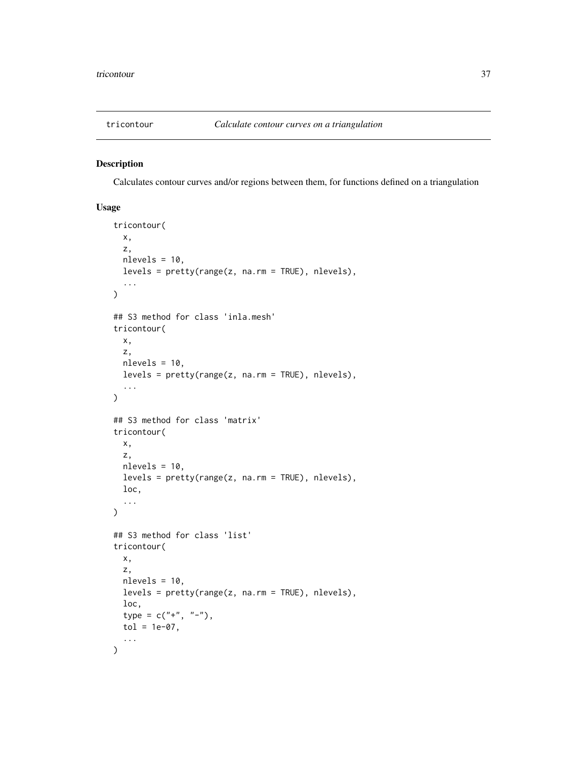tricontour *Calculate contour curves on a triangulation*

## Description

Calculates contour curves and/or regions between them, for functions defined on a triangulation

## Usage

```
tricontour(
  x,
  z,
  nlevels = 10,
  levels = pretty(range(z, na.rm = TRUE), nlevels),
  ...
)

## S3 method for class 'inla.mesh'
tricontour(
  x,
  z,
  nlevels = 10,
  levels = pretty(range(z, na.rm = TRUE), nlevels),
  ...
)

## S3 method for class 'matrix'
tricontour(
  x,
  z,
  nlevels = 10,
  levels = pretty(range(z, na.rm = TRUE), nlevels),
  loc,
  ...
)

## S3 method for class 'list'
tricontour(
  x,
  z,
  nlevels = 10,
  levels = pretty(range(z, na.rm = TRUE), nlevels),
  loc,
  type = c("+", "-"),
  tol = 1e-07,
  ...
)
```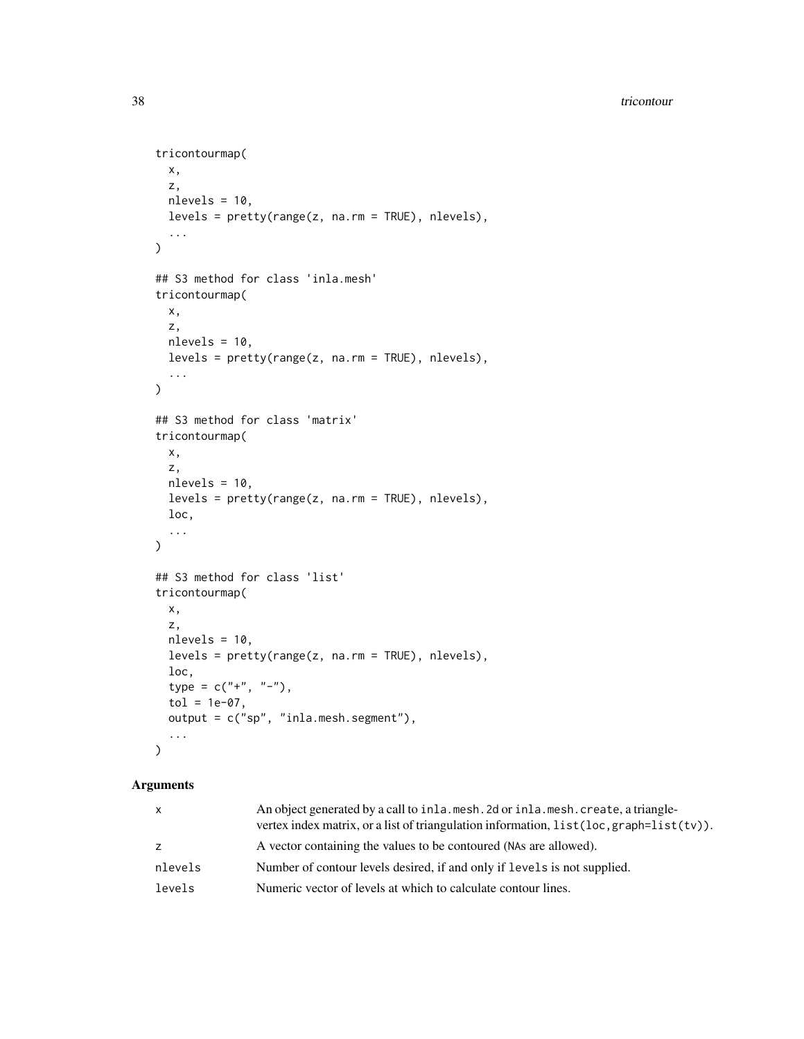```
tricontourmap(
  x,
  z,
  nlevels = 10,
  levels = pretty(range(z, na.rm = TRUE), nlevels),
  ...
)

## S3 method for class 'inla.mesh'
tricontourmap(
  x,
  z,
  nlevels = 10,
  levels = pretty(range(z, na.rm = TRUE), nlevels),
  ...
)

## S3 method for class 'matrix'
tricontourmap(
  x,
  z,
  nlevels = 10,
  levels = pretty(range(z, na.rm = TRUE), nlevels),
  loc,
  ...
)

## S3 method for class 'list'
tricontourmap(
  x,
  z,
  nlevels = 10,
  levels = pretty(range(z, na.rm = TRUE), nlevels),
  loc,
  type = c("+", "-"),
  tol = 1e-07,
  output = c("sp", "inla.mesh.segment"),
  ...
)
```

### Arguments

| | |
|---|---|
| `x` | An object generated by a call to `inla.mesh.2d` or `inla.mesh.create`, a triangle-vertex index matrix, or a list of triangulation information, `list(loc,graph=list(tv))`. |
| `z` | A vector containing the values to be contoured (NAs are allowed). |
| `nlevels` | Number of contour levels desired, if and only if `levels` is not supplied. |
| `levels` | Numeric vector of levels at which to calculate contour lines. |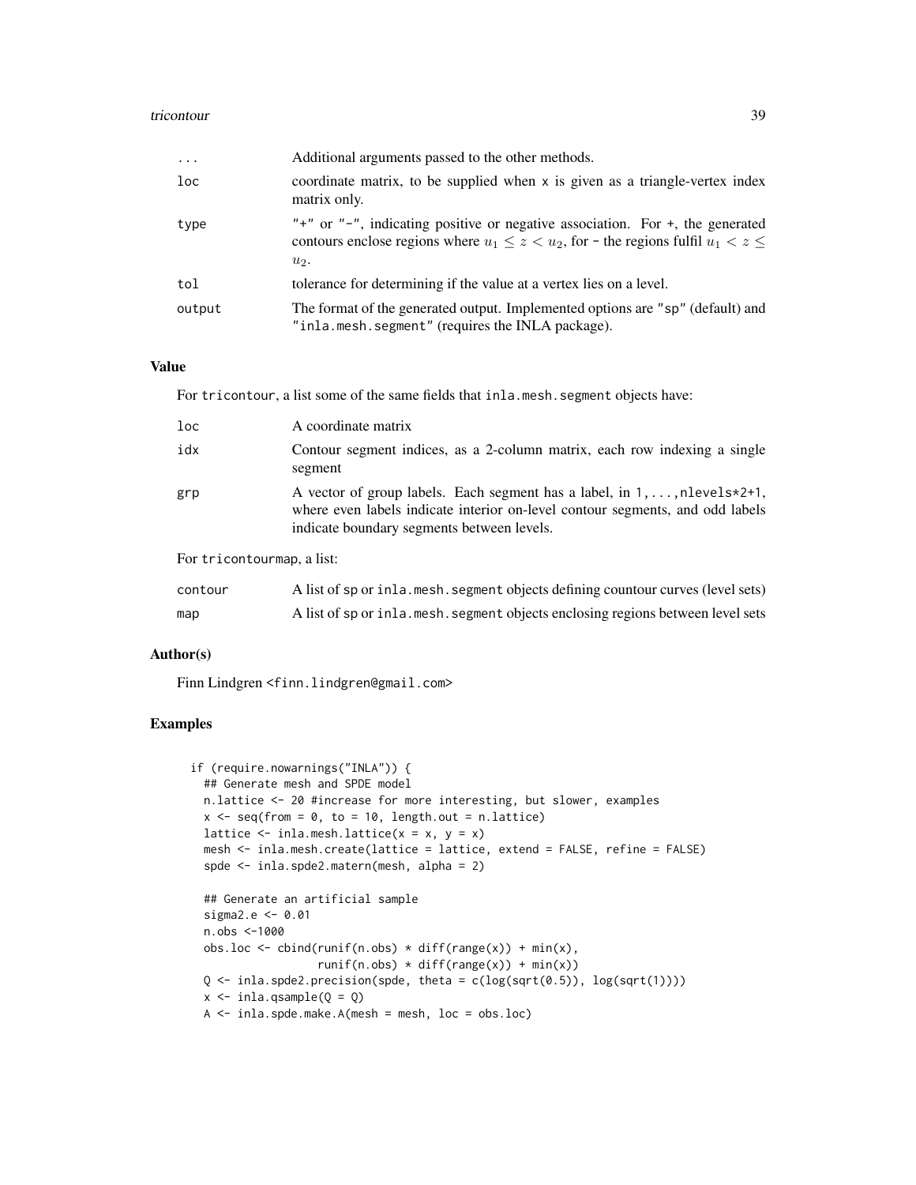| | |
|---|---|
| ... | Additional arguments passed to the other methods. |
| loc | coordinate matrix, to be supplied when x is given as a triangle-vertex index matrix only. |
| type | "+" or "-", indicating positive or negative association. For +, the generated contours enclose regions where $u_1 \leq z < u_2$, for - the regions fulfil $u_1 < z \leq u_2$. |
| tol | tolerance for determining if the value at a vertex lies on a level. |
| output | The format of the generated output. Implemented options are "sp" (default) and "inla.mesh.segment" (requires the INLA package). |

### Value

For tricontour, a list some of the same fields that inla.mesh.segment objects have:

| | |
|---|---|
| loc | A coordinate matrix |
| idx | Contour segment indices, as a 2-column matrix, each row indexing a single segment |
| grp | A vector of group labels. Each segment has a label, in 1,...,nlevels*2+1, where even labels indicate interior on-level contour segments, and odd labels indicate boundary segments between levels. |

For tricontourmap, a list:

| | |
|---|---|
| contour | A list of sp or inla.mesh.segment objects defining countour curves (level sets) |
| map | A list of sp or inla.mesh.segment objects enclosing regions between level sets |

### Author(s)

Finn Lindgren <finn.lindgren@gmail.com>

### Examples

```
if (require.nowarnings("INLA")) {
  ## Generate mesh and SPDE model
  n.lattice <- 20 #increase for more interesting, but slower, examples
  x <- seq(from = 0, to = 10, length.out = n.lattice)
  lattice <- inla.mesh.lattice(x = x, y = x)
  mesh <- inla.mesh.create(lattice = lattice, extend = FALSE, refine = FALSE)
  spde <- inla.spde2.matern(mesh, alpha = 2)

  ## Generate an artificial sample
  sigma2.e <- 0.01
  n.obs <-1000
  obs.loc <- cbind(runif(n.obs) * diff(range(x)) + min(x),
                   runif(n.obs) * diff(range(x)) + min(x))
  Q <- inla.spde2.precision(spde, theta = c(log(sqrt(0.5)), log(sqrt(1))))
  x <- inla.qsample(Q = Q)
  A <- inla.spde.make.A(mesh = mesh, loc = obs.loc)
```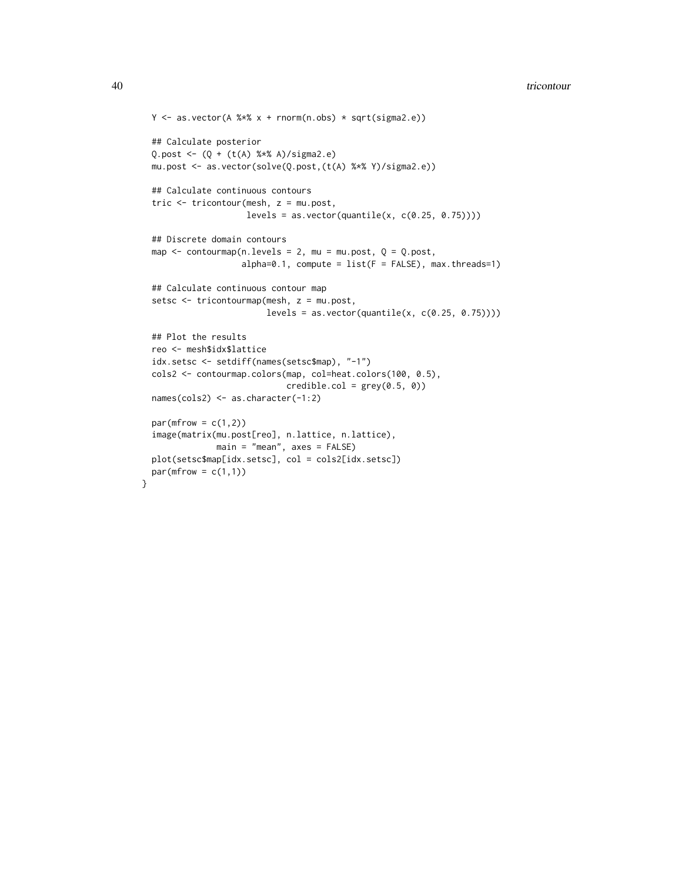```
  Y <- as.vector(A %*% x + rnorm(n.obs) * sqrt(sigma2.e))

  ## Calculate posterior
  Q.post <- (Q + (t(A) %*% A)/sigma2.e)
  mu.post <- as.vector(solve(Q.post,(t(A) %*% Y)/sigma2.e))

  ## Calculate continuous contours
  tric <- tricontour(mesh, z = mu.post,
                     levels = as.vector(quantile(x, c(0.25, 0.75))))

  ## Discrete domain contours
  map <- contourmap(n.levels = 2, mu = mu.post, Q = Q.post,
                    alpha=0.1, compute = list(F = FALSE), max.threads=1)

  ## Calculate continuous contour map
  setsc <- tricontourmap(mesh, z = mu.post,
                         levels = as.vector(quantile(x, c(0.25, 0.75))))

  ## Plot the results
  reo <- mesh$idx$lattice
  idx.setsc <- setdiff(names(setsc$map), "-1")
  cols2 <- contourmap.colors(map, col=heat.colors(100, 0.5),
                             credible.col = grey(0.5, 0))
  names(cols2) <- as.character(-1:2)

  par(mfrow = c(1,2))
  image(matrix(mu.post[reo], n.lattice, n.lattice),
              main = "mean", axes = FALSE)
  plot(setsc$map[idx.setsc], col = cols2[idx.setsc])
  par(mfrow = c(1,1))
}
```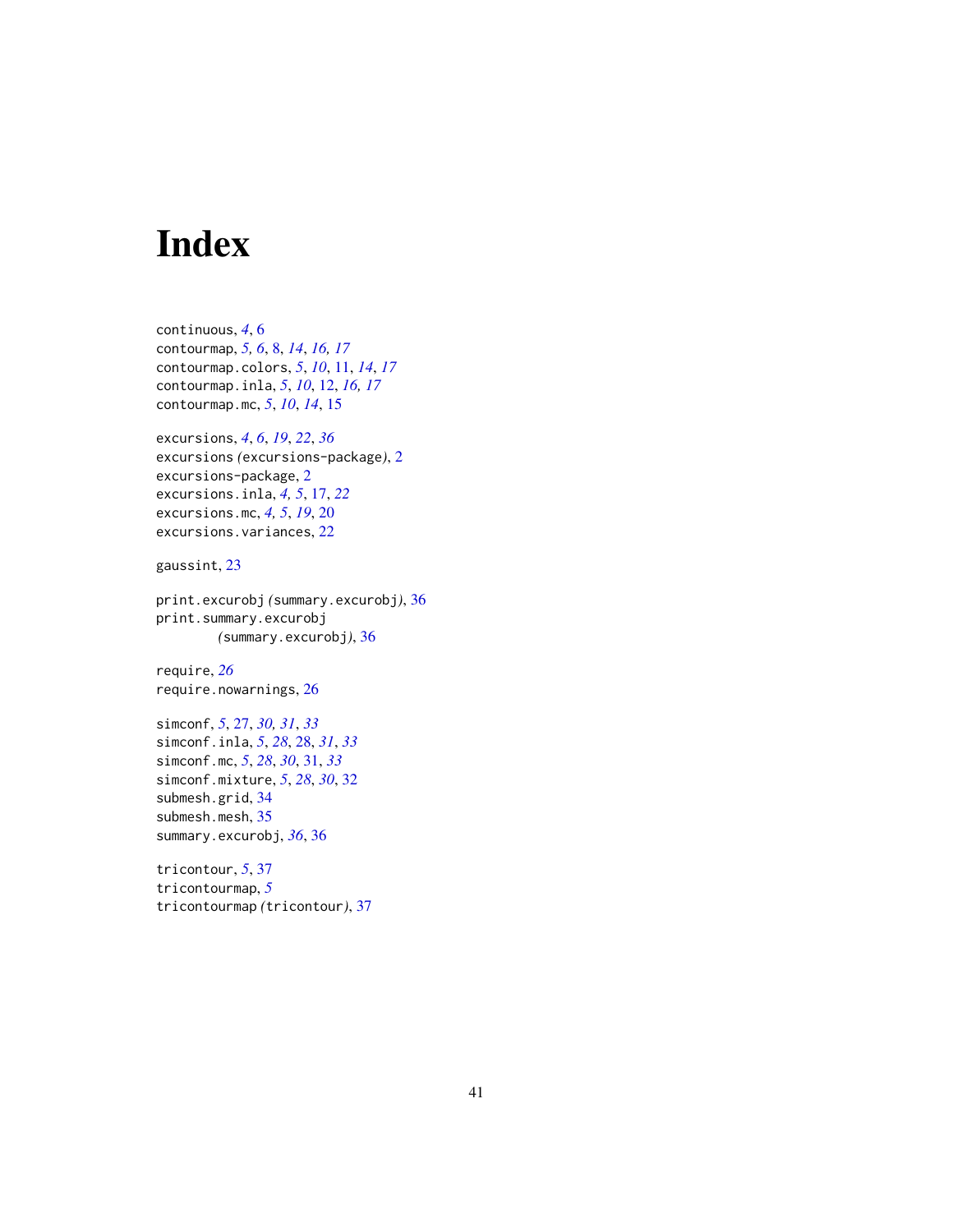# Index

continuous, *4*, 6
contourmap, *5, 6*, 8, *14*, *16, 17*
contourmap.colors, *5*, *10*, 11, *14*, *17*
contourmap.inla, *5*, *10*, 12, *16, 17*
contourmap.mc, *5*, *10*, *14*, 15

excursions, *4*, *6*, *19*, *22*, *36*
excursions *(*excursions-package*)*, 2
excursions-package, 2
excursions.inla, *4, 5*, 17, *22*
excursions.mc, *4, 5*, *19*, 20
excursions.variances, 22

gaussint, 23

print.excurobj *(*summary.excurobj*)*, 36
print.summary.excurobj
        *(*summary.excurobj*)*, 36

require, *26*
require.nowarnings, 26

simconf, *5*, 27, *30, 31*, *33*
simconf.inla, *5*, *28*, 28, *31*, *33*
simconf.mc, *5*, *28*, *30*, 31, *33*
simconf.mixture, *5*, *28*, *30*, 32
submesh.grid, 34
submesh.mesh, 35
summary.excurobj, *36*, 36

tricontour, *5*, 37
tricontourmap, *5*
tricontourmap *(*tricontour*)*, 37